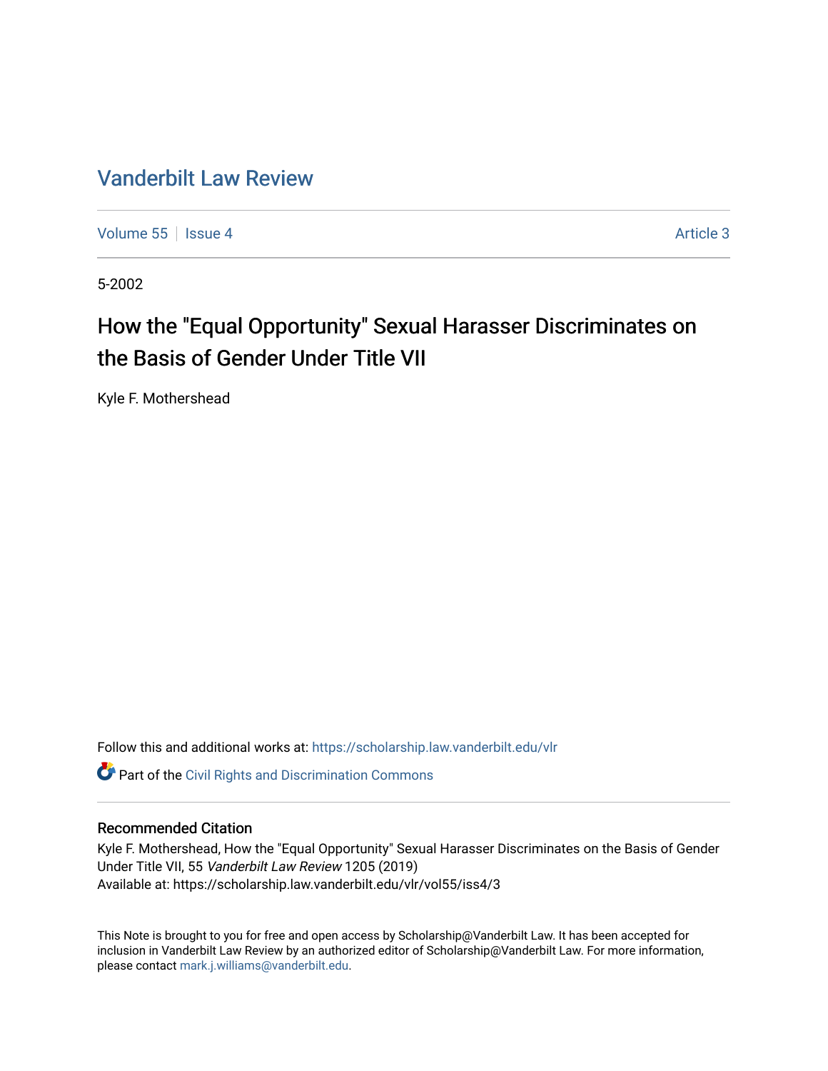# Vanderbilt Law Review

Volume 55 | Issue 4 | Article 3

5-2002

## How the "Equal Opportunity" Sexual Harasser Discriminates on the Basis of Gender Under Title VII

Kyle F. Mothershead

Follow this and additional works at: https://scholarship.law.vanderbilt.edu/vlr

Part of the Civil Rights and Discrimination Commons

### Recommended Citation

Kyle F. Mothershead, How the "Equal Opportunity" Sexual Harasser Discriminates on the Basis of Gender Under Title VII, 55 *Vanderbilt Law Review* 1205 (2019)
Available at: https://scholarship.law.vanderbilt.edu/vlr/vol55/iss4/3

This Note is brought to you for free and open access by Scholarship@Vanderbilt Law. It has been accepted for inclusion in Vanderbilt Law Review by an authorized editor of Scholarship@Vanderbilt Law. For more information, please contact mark.j.williams@vanderbilt.edu.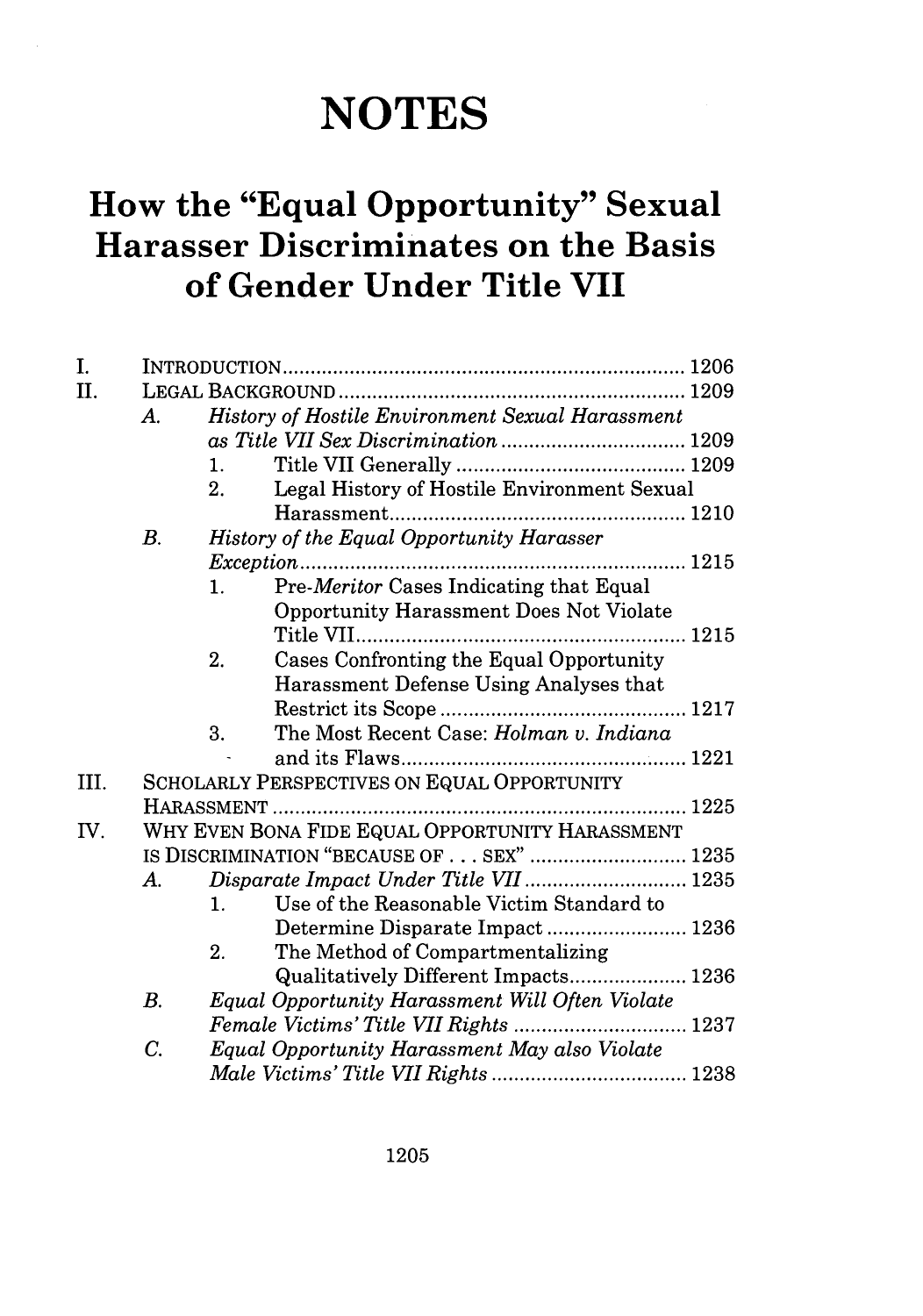# NOTES

# How the "Equal Opportunity" Sexual Harasser Discriminates on the Basis of Gender Under Title VII

I. INTRODUCTION ........................................................................ 1206

II. LEGAL BACKGROUND .............................................................. 1209

- A. *History of Hostile Environment Sexual Harassment as Title VII Sex Discrimination* ................................ 1209
  - 1. Title VII Generally ........................................ 1209
  - 2. Legal History of Hostile Environment Sexual Harassment ..................................................... 1210
- B. *History of the Equal Opportunity Harasser Exception* ..................................................................... 1215
  - 1. Pre-*Meritor* Cases Indicating that Equal Opportunity Harassment Does Not Violate Title VII ........................................................... 1215
  - 2. Cases Confronting the Equal Opportunity Harassment Defense Using Analyses that Restrict its Scope ............................................ 1217
  - 3. The Most Recent Case: *Holman v. Indiana* and its Flaws .................................................... 1221

III. SCHOLARLY PERSPECTIVES ON EQUAL OPPORTUNITY HARASSMENT ........................................................................... 1225

IV. WHY EVEN BONA FIDE EQUAL OPPORTUNITY HARASSMENT IS DISCRIMINATION "BECAUSE OF . . . SEX" ............................ 1235

- A. *Disparate Impact Under Title VII* ............................ 1235
  - 1. Use of the Reasonable Victim Standard to Determine Disparate Impact ......................... 1236
  - 2. The Method of Compartmentalizing Qualitatively Different Impacts..................... 1236
- B. *Equal Opportunity Harassment Will Often Violate Female Victims' Title VII Rights* .............................. 1237
- C. *Equal Opportunity Harassment May also Violate Male Victims' Title VII Rights* .................................. 1238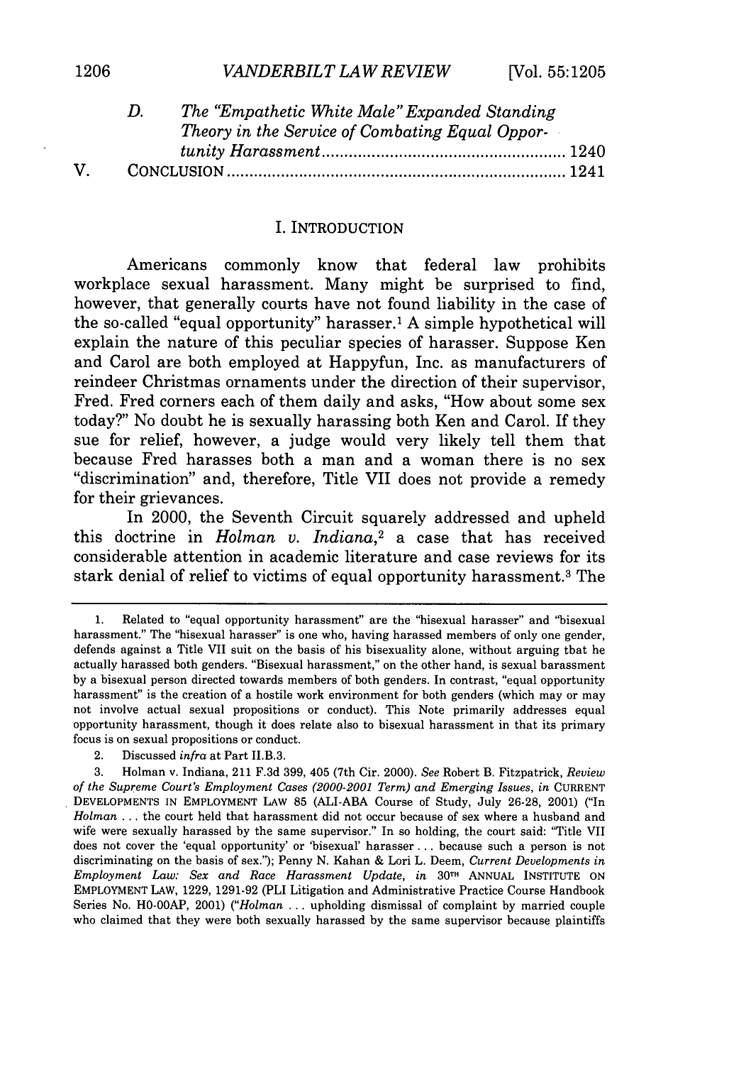D. *The "Empathetic White Male" Expanded Standing Theory in the Service of Combating Equal Opportunity Harassment* ..................................................... 1240

V. CONCLUSION .......................................................................... 1241

## I. INTRODUCTION

Americans commonly know that federal law prohibits workplace sexual harassment. Many might be surprised to find, however, that generally courts have not found liability in the case of the so-called "equal opportunity" harasser.[1] A simple hypothetical will explain the nature of this peculiar species of harasser. Suppose Ken and Carol are both employed at Happyfun, Inc. as manufacturers of reindeer Christmas ornaments under the direction of their supervisor, Fred. Fred corners each of them daily and asks, "How about some sex today?" No doubt he is sexually harassing both Ken and Carol. If they sue for relief, however, a judge would very likely tell them that because Fred harasses both a man and a woman there is no sex "discrimination" and, therefore, Title VII does not provide a remedy for their grievances.

In 2000, the Seventh Circuit squarely addressed and upheld this doctrine in *Holman v. Indiana*,[2] a case that has received considerable attention in academic literature and case reviews for its stark denial of relief to victims of equal opportunity harassment.[3] The

---

1. Related to "equal opportunity harassment" are the "hisexual harasser" and "bisexual harassment." The "hisexual harasser" is one who, having harassed members of only one gender, defends against a Title VII suit on the basis of his bisexuality alone, without arguing tbat he actually harassed both genders. "Bisexual harassment," on the other hand, is sexual barassment by a bisexual person directed towards members of both genders. In contrast, "equal opportunity harassment" is the creation of a hostile work environment for both genders (which may or may not involve actual sexual propositions or conduct). This Note primarily addresses equal opportunity harassment, though it does relate also to bisexual harassment in that its primary focus is on sexual propositions or conduct.

2. Discussed *infra* at Part II.B.3.

3. Holman v. Indiana, 211 F.3d 399, 405 (7th Cir. 2000). *See* Robert B. Fitzpatrick, *Review of the Supreme Court's Employment Cases (2000-2001 Term) and Emerging Issues*, *in* CURRENT DEVELOPMENTS IN EMPLOYMENT LAW 85 (ALI-ABA Course of Study, July 26-28, 2001) ("In *Holman* . . . the court held that harassment did not occur because of sex where a husband and wife were sexually harassed by the same supervisor." In so holding, the court said: "Title VII does not cover the 'equal opportunity' or 'bisexual' harasser . . . because such a person is not discriminating on the basis of sex."); Penny N. Kahan & Lori L. Deem, *Current Developments in Employment Law: Sex and Race Harassment Update*, *in* 30TH ANNUAL INSTITUTE ON EMPLOYMENT LAW, 1229, 1291-92 (PLI Litigation and Administrative Practice Course Handbook Series No. H0-00AP, 2001) ("*Holman* . . . upholding dismissal of complaint by married couple who claimed that they were both sexually harassed by the same supervisor because plaintiffs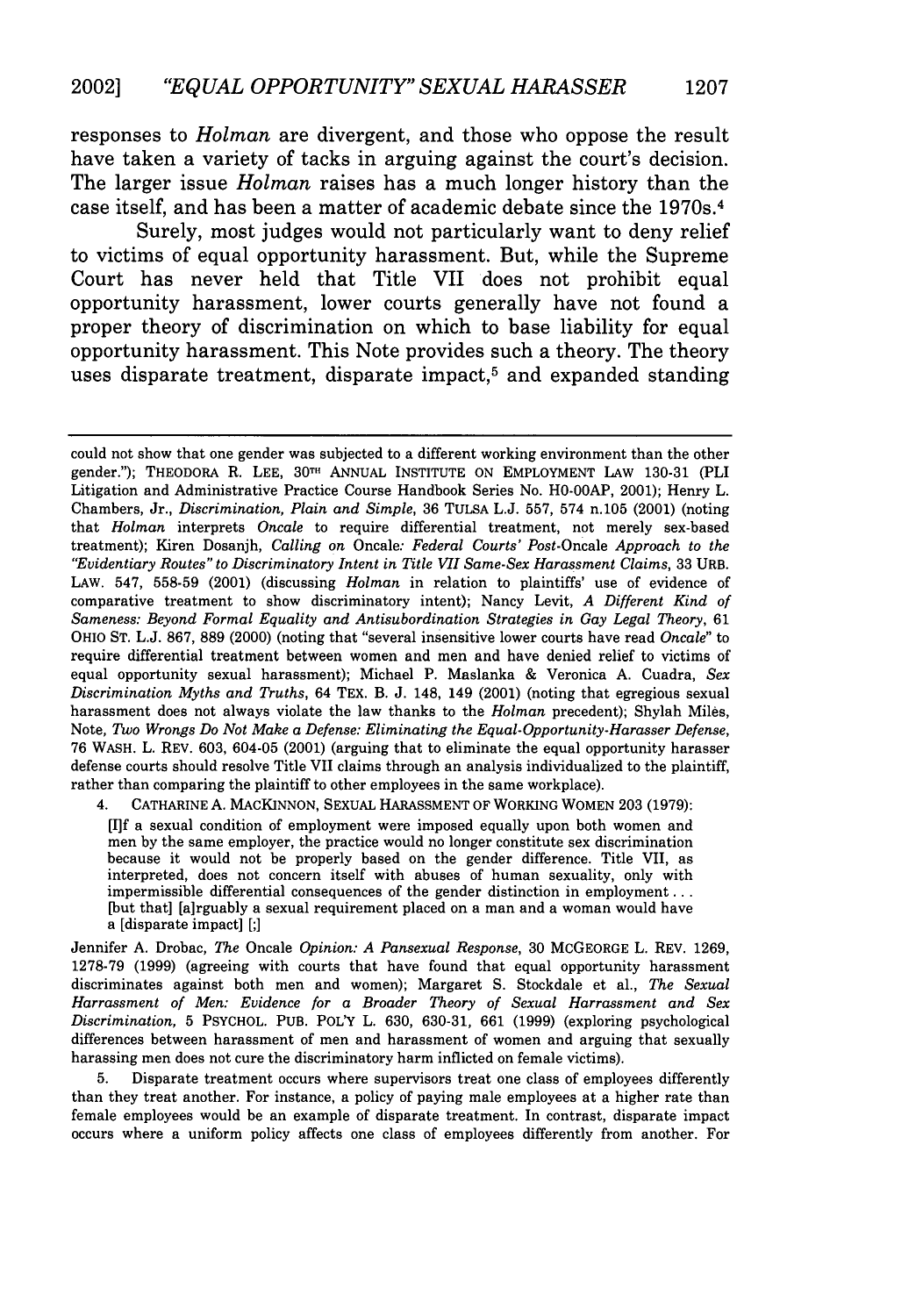responses to *Holman* are divergent, and those who oppose the result have taken a variety of tacks in arguing against the court's decision. The larger issue *Holman* raises has a much longer history than the case itself, and has been a matter of academic debate since the 1970s.[4]

Surely, most judges would not particularly want to deny relief to victims of equal opportunity harassment. But, while the Supreme Court has never held that Title VII does not prohibit equal opportunity harassment, lower courts generally have not found a proper theory of discrimination on which to base liability for equal opportunity harassment. This Note provides such a theory. The theory uses disparate treatment, disparate impact,[5] and expanded standing

---

could not show that one gender was subjected to a different working environment than the other gender."); THEODORA R. LEE, 30TH ANNUAL INSTITUTE ON EMPLOYMENT LAW 130-31 (PLI Litigation and Administrative Practice Course Handbook Series No. H0-00AP, 2001); Henry L. Chambers, Jr., *Discrimination, Plain and Simple*, 36 TULSA L.J. 557, 574 n.105 (2001) (noting that *Holman* interprets *Oncale* to require differential treatment, not merely sex-based treatment); Kiren Dosanjh, *Calling on* Oncale*: Federal Courts' Post-*Oncale *Approach to the "Evidentiary Routes" to Discriminatory Intent in Title VII Same-Sex Harassment Claims*, 33 URB. LAW. 547, 558-59 (2001) (discussing *Holman* in relation to plaintiffs' use of evidence of comparative treatment to show discriminatory intent); Nancy Levit, *A Different Kind of Sameness: Beyond Formal Equality and Antisubordination Strategies in Gay Legal Theory*, 61 OHIO ST. L.J. 867, 889 (2000) (noting that "several insensitive lower courts have read *Oncale*" to require differential treatment between women and men and have denied relief to victims of equal opportunity sexual harassment); Michael P. Maslanka & Veronica A. Cuadra, *Sex Discrimination Myths and Truths*, 64 TEX. B. J. 148, 149 (2001) (noting that egregious sexual harassment does not always violate the law thanks to the *Holman* precedent); Shylah Miles, Note, *Two Wrongs Do Not Make a Defense: Eliminating the Equal-Opportunity-Harasser Defense*, 76 WASH. L. REV. 603, 604-05 (2001) (arguing that to eliminate the equal opportunity harasser defense courts should resolve Title VII claims through an analysis individualized to the plaintiff, rather than comparing the plaintiff to other employees in the same workplace).

4. CATHARINE A. MACKINNON, SEXUAL HARASSMENT OF WORKING WOMEN 203 (1979):

> [I]f a sexual condition of employment were imposed equally upon both women and men by the same employer, the practice would no longer constitute sex discrimination because it would not be properly based on the gender difference. Title VII, as interpreted, does not concern itself with abuses of human sexuality, only with impermissible differential consequences of the gender distinction in employment . . . [but that] [a]rguably a sexual requirement placed on a man and a woman would have a [disparate impact] [;]

Jennifer A. Drobac, *The* Oncale *Opinion: A Pansexual Response*, 30 MCGEORGE L. REV. 1269, 1278-79 (1999) (agreeing with courts that have found that equal opportunity harassment discriminates against both men and women); Margaret S. Stockdale et al., *The Sexual Harrassment of Men: Evidence for a Broader Theory of Sexual Harrassment and Sex Discrimination*, 5 PSYCHOL. PUB. POL'Y L. 630, 630-31, 661 (1999) (exploring psychological differences between harassment of men and harassment of women and arguing that sexually harassing men does not cure the discriminatory harm inflicted on female victims).

5. Disparate treatment occurs where supervisors treat one class of employees differently than they treat another. For instance, a policy of paying male employees at a higher rate than female employees would be an example of disparate treatment. In contrast, disparate impact occurs where a uniform policy affects one class of employees differently from another. For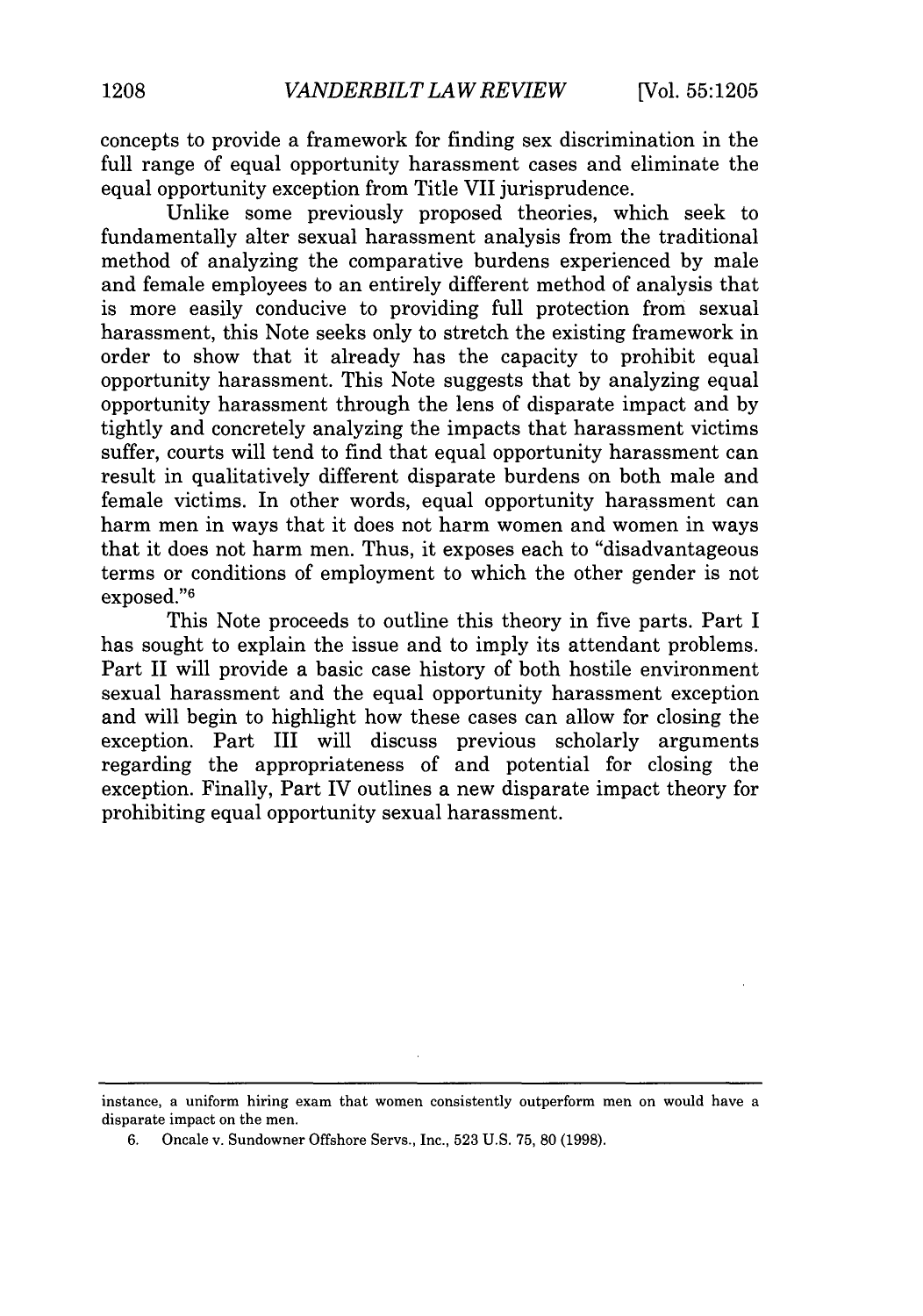concepts to provide a framework for finding sex discrimination in the full range of equal opportunity harassment cases and eliminate the equal opportunity exception from Title VII jurisprudence.

Unlike some previously proposed theories, which seek to fundamentally alter sexual harassment analysis from the traditional method of analyzing the comparative burdens experienced by male and female employees to an entirely different method of analysis that is more easily conducive to providing full protection from sexual harassment, this Note seeks only to stretch the existing framework in order to show that it already has the capacity to prohibit equal opportunity harassment. This Note suggests that by analyzing equal opportunity harassment through the lens of disparate impact and by tightly and concretely analyzing the impacts that harassment victims suffer, courts will tend to find that equal opportunity harassment can result in qualitatively different disparate burdens on both male and female victims. In other words, equal opportunity harassment can harm men in ways that it does not harm women and women in ways that it does not harm men. Thus, it exposes each to "disadvantageous terms or conditions of employment to which the other gender is not exposed."[6]

This Note proceeds to outline this theory in five parts. Part I has sought to explain the issue and to imply its attendant problems. Part II will provide a basic case history of both hostile environment sexual harassment and the equal opportunity harassment exception and will begin to highlight how these cases can allow for closing the exception. Part III will discuss previous scholarly arguments regarding the appropriateness of and potential for closing the exception. Finally, Part IV outlines a new disparate impact theory for prohibiting equal opportunity sexual harassment.

---

instance, a uniform hiring exam that women consistently outperform men on would have a disparate impact on the men.

6. Oncale v. Sundowner Offshore Servs., Inc., 523 U.S. 75, 80 (1998).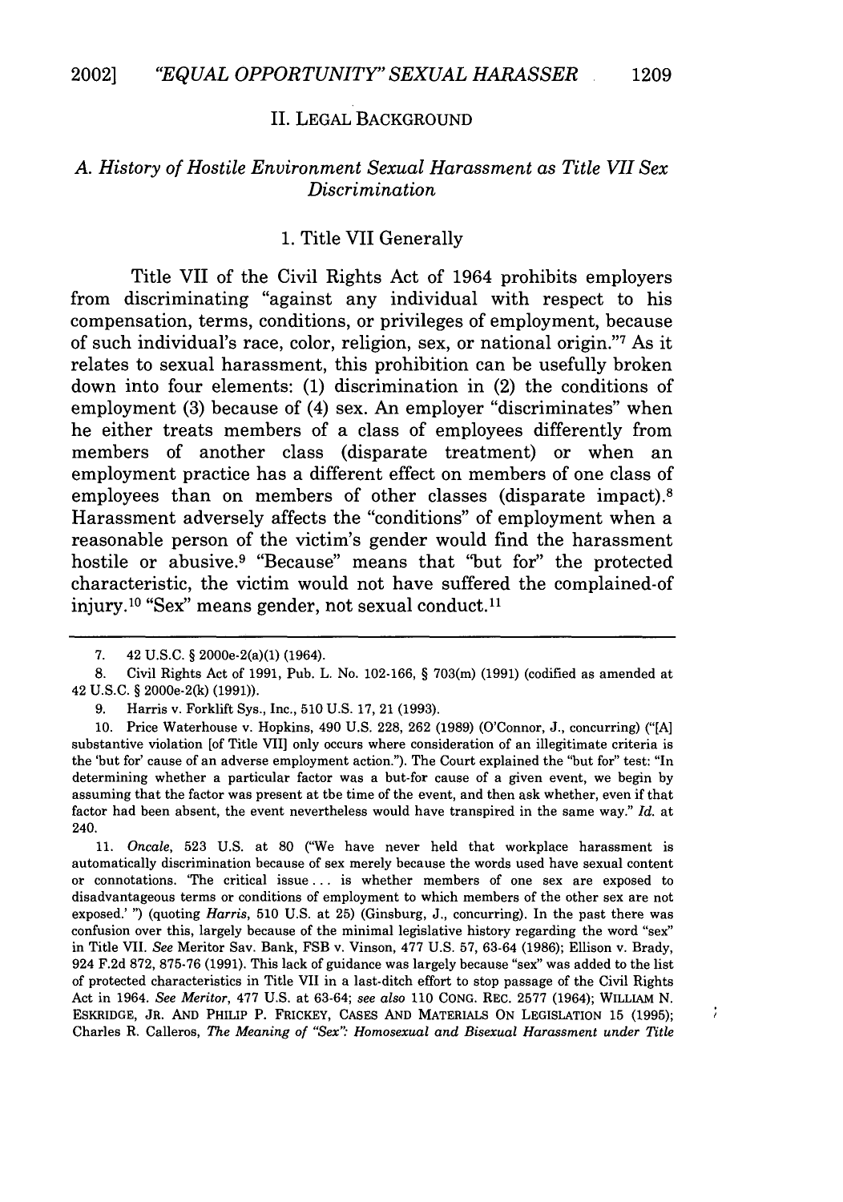## II. LEGAL BACKGROUND

### A. History of Hostile Environment Sexual Harassment as Title VII Sex Discrimination

#### 1. Title VII Generally

Title VII of the Civil Rights Act of 1964 prohibits employers from discriminating "against any individual with respect to his compensation, terms, conditions, or privileges of employment, because of such individual's race, color, religion, sex, or national origin."[7] As it relates to sexual harassment, this prohibition can be usefully broken down into four elements: (1) discrimination in (2) the conditions of employment (3) because of (4) sex. An employer "discriminates" when he either treats members of a class of employees differently from members of another class (disparate treatment) or when an employment practice has a different effect on members of one class of employees than on members of other classes (disparate impact).[8] Harassment adversely affects the "conditions" of employment when a reasonable person of the victim's gender would find the harassment hostile or abusive.[9] "Because" means that "but for" the protected characteristic, the victim would not have suffered the complained-of injury.[10] "Sex" means gender, not sexual conduct.[11]

---

7. 42 U.S.C. § 2000e-2(a)(1) (1964).

8. Civil Rights Act of 1991, Pub. L. No. 102-166, § 703(m) (1991) (codified as amended at 42 U.S.C. § 2000e-2(k) (1991)).

9. Harris v. Forklift Sys., Inc., 510 U.S. 17, 21 (1993).

10. Price Waterhouse v. Hopkins, 490 U.S. 228, 262 (1989) (O'Connor, J., concurring) ("[A] substantive violation [of Title VII] only occurs where consideration of an illegitimate criteria is the 'but for' cause of an adverse employment action."). The Court explained the "but for" test: "In determining whether a particular factor was a but-for cause of a given event, we begin by assuming that the factor was present at tbe time of the event, and then ask whether, even if that factor had been absent, the event nevertheless would have transpired in the same way." *Id.* at 240.

11. *Oncale*, 523 U.S. at 80 ("We have never held that workplace harassment is automatically discrimination because of sex merely because the words used have sexual content or connotations. 'The critical issue . . . is whether members of one sex are exposed to disadvantageous terms or conditions of employment to which members of the other sex are not exposed.' ") (quoting *Harris*, 510 U.S. at 25) (Ginsburg, J., concurring). In the past there was confusion over this, largely because of the minimal legislative history regarding the word "sex" in Title VII. *See* Meritor Sav. Bank, FSB v. Vinson, 477 U.S. 57, 63-64 (1986); Ellison v. Brady, 924 F.2d 872, 875-76 (1991). This lack of guidance was largely because "sex" was added to the list of protected characteristics in Title VII in a last-ditch effort to stop passage of the Civil Rights Act in 1964. *See Meritor*, 477 U.S. at 63-64; *see also* 110 CONG. REC. 2577 (1964); WILLIAM N. ESKRIDGE, JR. AND PHILIP P. FRICKEY, CASES AND MATERIALS ON LEGISLATION 15 (1995); Charles R. Calleros, *The Meaning of "Sex": Homosexual and Bisexual Harassment under Title*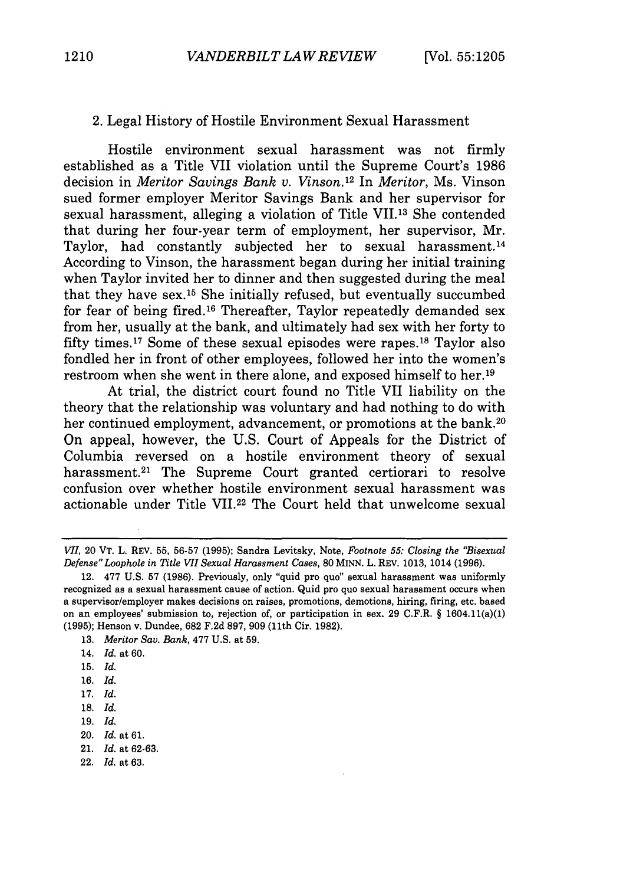### 2. Legal History of Hostile Environment Sexual Harassment

Hostile environment sexual harassment was not firmly established as a Title VII violation until the Supreme Court's 1986 decision in *Meritor Savings Bank v. Vinson*.[12] In *Meritor*, Ms. Vinson sued former employer Meritor Savings Bank and her supervisor for sexual harassment, alleging a violation of Title VII.[13] She contended that during her four-year term of employment, her supervisor, Mr. Taylor, had constantly subjected her to sexual harassment.[14] According to Vinson, the harassment began during her initial training when Taylor invited her to dinner and then suggested during the meal that they have sex.[15] She initially refused, but eventually succumbed for fear of being fired.[16] Thereafter, Taylor repeatedly demanded sex from her, usually at the bank, and ultimately had sex with her forty to fifty times.[17] Some of these sexual episodes were rapes.[18] Taylor also fondled her in front of other employees, followed her into the women's restroom when she went in there alone, and exposed himself to her.[19]

At trial, the district court found no Title VII liability on the theory that the relationship was voluntary and had nothing to do with her continued employment, advancement, or promotions at the bank.[20] On appeal, however, the U.S. Court of Appeals for the District of Columbia reversed on a hostile environment theory of sexual harassment.[21] The Supreme Court granted certiorari to resolve confusion over whether hostile environment sexual harassment was actionable under Title VII.[22] The Court held that unwelcome sexual

---

*VII*, 20 VT. L. REV. 55, 56-57 (1995); Sandra Levitsky, Note, *Footnote 55: Closing the "Bisexual Defense" Loophole in Title VII Sexual Harassment Cases*, 80 MINN. L. REV. 1013, 1014 (1996).

12. 477 U.S. 57 (1986). Previously, only "quid pro quo" sexual harassment was uniformly recognized as a sexual harassment cause of action. Quid pro quo sexual harassment occurs when a supervisor/employer makes decisions on raises, promotions, demotions, hiring, firing, etc. based on an employees' submission to, rejection of, or participation in sex. 29 C.F.R. § 1604.11(a)(1) (1995); Henson v. Dundee, 682 F.2d 897, 909 (11th Cir. 1982).

13. *Meritor Sav. Bank*, 477 U.S. at 59.

14. *Id.* at 60.

15. *Id.*

16. *Id.*

17. *Id.*

18. *Id.*

19. *Id.*

20. *Id.* at 61.

21. *Id.* at 62-63.

22. *Id.* at 63.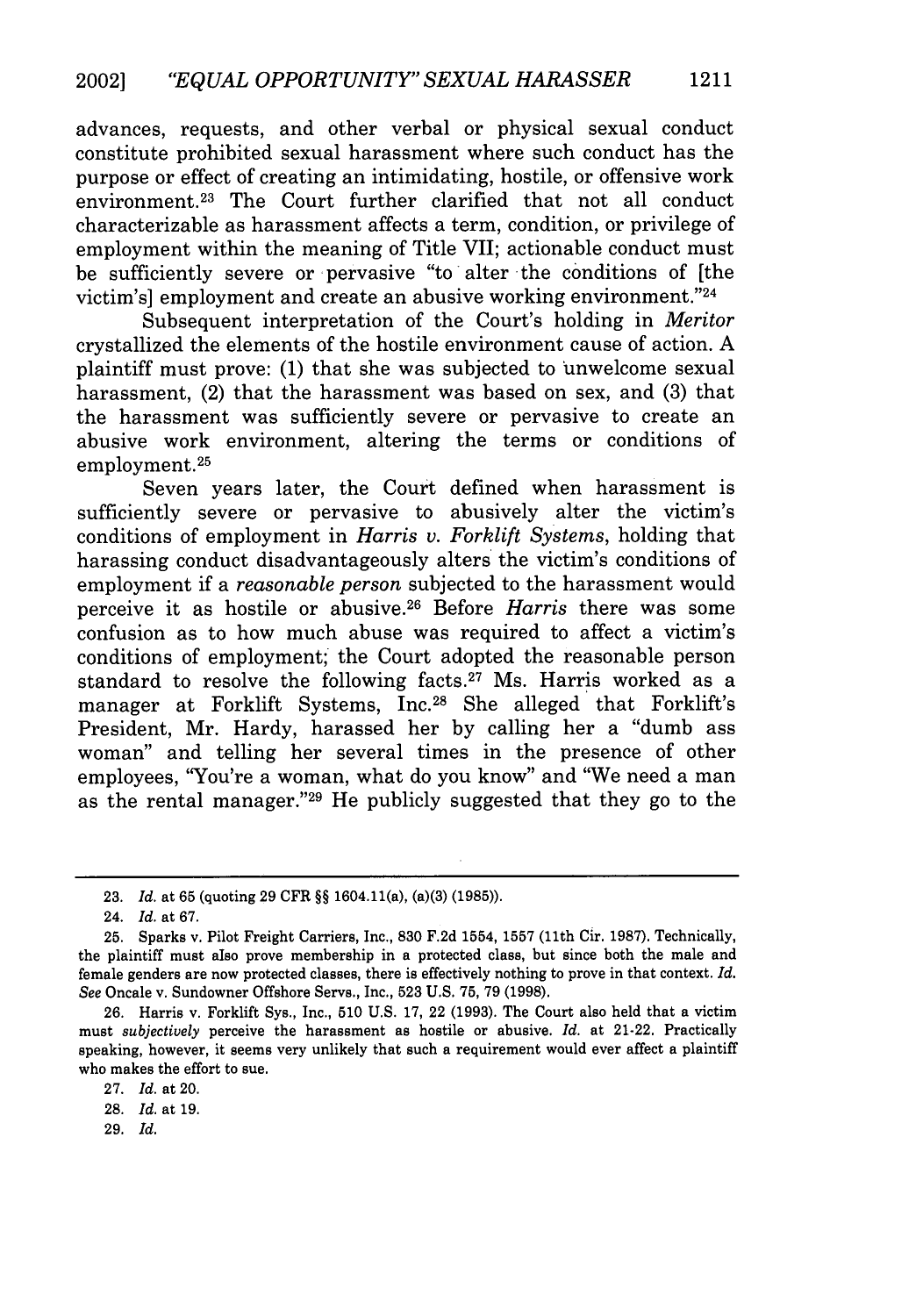advances, requests, and other verbal or physical sexual conduct constitute prohibited sexual harassment where such conduct has the purpose or effect of creating an intimidating, hostile, or offensive work environment.[23] The Court further clarified that not all conduct characterizable as harassment affects a term, condition, or privilege of employment within the meaning of Title VII; actionable conduct must be sufficiently severe or pervasive "to alter the conditions of [the victim's] employment and create an abusive working environment."[24]

Subsequent interpretation of the Court's holding in *Meritor* crystallized the elements of the hostile environment cause of action. A plaintiff must prove: (1) that she was subjected to unwelcome sexual harassment, (2) that the harassment was based on sex, and (3) that the harassment was sufficiently severe or pervasive to create an abusive work environment, altering the terms or conditions of employment.[25]

Seven years later, the Court defined when harassment is sufficiently severe or pervasive to abusively alter the victim's conditions of employment in *Harris v. Forklift Systems*, holding that harassing conduct disadvantageously alters the victim's conditions of employment if a *reasonable person* subjected to the harassment would perceive it as hostile or abusive.[26] Before *Harris* there was some confusion as to how much abuse was required to affect a victim's conditions of employment; the Court adopted the reasonable person standard to resolve the following facts.[27] Ms. Harris worked as a manager at Forklift Systems, Inc.[28] She alleged that Forklift's President, Mr. Hardy, harassed her by calling her a "dumb ass woman" and telling her several times in the presence of other employees, "You're a woman, what do you know" and "We need a man as the rental manager."[29] He publicly suggested that they go to the

---

23. *Id.* at 65 (quoting 29 CFR §§ 1604.11(a), (a)(3) (1985)).

24. *Id.* at 67.

25. Sparks v. Pilot Freight Carriers, Inc., 830 F.2d 1554, 1557 (11th Cir. 1987). Technically, the plaintiff must also prove membership in a protected class, but since both the male and female genders are now protected classes, there is effectively nothing to prove in that context. *Id.* *See* Oncale v. Sundowner Offshore Servs., Inc., 523 U.S. 75, 79 (1998).

26. Harris v. Forklift Sys., Inc., 510 U.S. 17, 22 (1993). The Court also held that a victim must *subjectively* perceive the harassment as hostile or abusive. *Id.* at 21-22. Practically speaking, however, it seems very unlikely that such a requirement would ever affect a plaintiff who makes the effort to sue.

27. *Id.* at 20.

28. *Id.* at 19.

29. *Id.*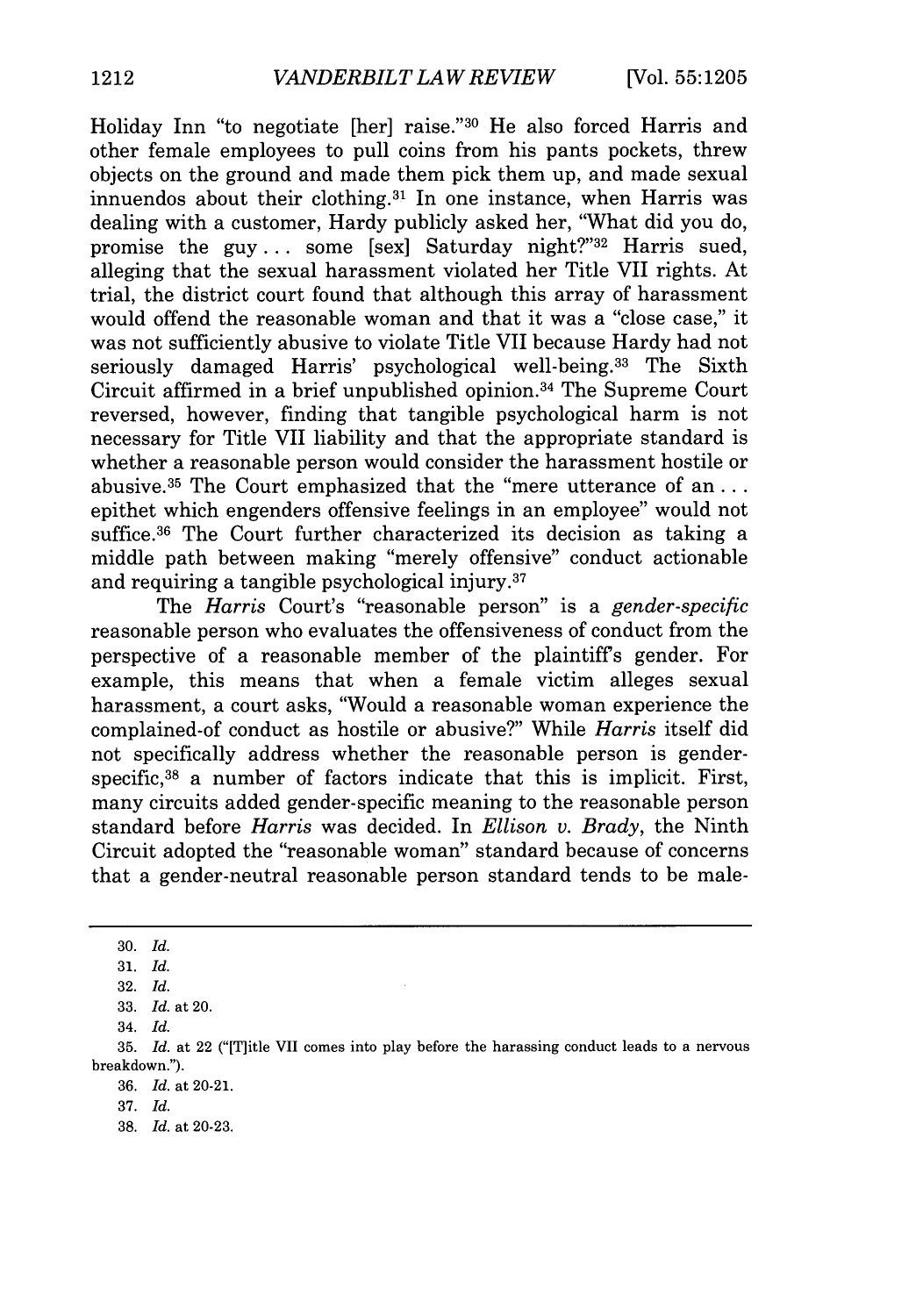Holiday Inn "to negotiate [her] raise."[30] He also forced Harris and other female employees to pull coins from his pants pockets, threw objects on the ground and made them pick them up, and made sexual innuendos about their clothing.[31] In one instance, when Harris was dealing with a customer, Hardy publicly asked her, "What did you do, promise the guy . . . some [sex] Saturday night?"[32] Harris sued, alleging that the sexual harassment violated her Title VII rights. At trial, the district court found that although this array of harassment would offend the reasonable woman and that it was a "close case," it was not sufficiently abusive to violate Title VII because Hardy had not seriously damaged Harris' psychological well-being.[33] The Sixth Circuit affirmed in a brief unpublished opinion.[34] The Supreme Court reversed, however, finding that tangible psychological harm is not necessary for Title VII liability and that the appropriate standard is whether a reasonable person would consider the harassment hostile or abusive.[35] The Court emphasized that the "mere utterance of an . . . epithet which engenders offensive feelings in an employee" would not suffice.[36] The Court further characterized its decision as taking a middle path between making "merely offensive" conduct actionable and requiring a tangible psychological injury.[37]

The *Harris* Court's "reasonable person" is a *gender-specific* reasonable person who evaluates the offensiveness of conduct from the perspective of a reasonable member of the plaintiff's gender. For example, this means that when a female victim alleges sexual harassment, a court asks, "Would a reasonable woman experience the complained-of conduct as hostile or abusive?" While *Harris* itself did not specifically address whether the reasonable person is gender-specific,[38] a number of factors indicate that this is implicit. First, many circuits added gender-specific meaning to the reasonable person standard before *Harris* was decided. In *Ellison v. Brady*, the Ninth Circuit adopted the "reasonable woman" standard because of concerns that a gender-neutral reasonable person standard tends to be male-

---

30. *Id.*

31. *Id.*

32. *Id.*

33. *Id.* at 20.

34. *Id.*

35. *Id.* at 22 ("[T]itle VII comes into play before the harassing conduct leads to a nervous breakdown.").

36. *Id.* at 20-21.

37. *Id.*

38. *Id.* at 20-23.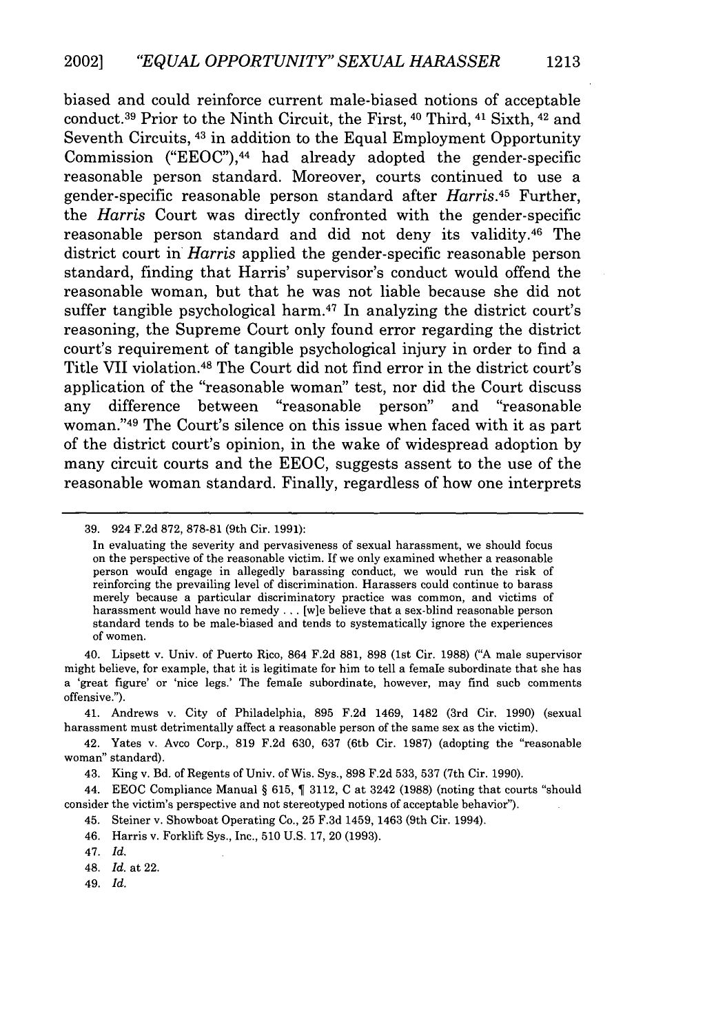biased and could reinforce current male-biased notions of acceptable conduct.[39] Prior to the Ninth Circuit, the First,[40] Third,[41] Sixth,[42] and Seventh Circuits,[43] in addition to the Equal Employment Opportunity Commission ("EEOC"),[44] had already adopted the gender-specific reasonable person standard. Moreover, courts continued to use a gender-specific reasonable person standard after *Harris*.[45] Further, the *Harris* Court was directly confronted with the gender-specific reasonable person standard and did not deny its validity.[46] The district court in *Harris* applied the gender-specific reasonable person standard, finding that Harris' supervisor's conduct would offend the reasonable woman, but that he was not liable because she did not suffer tangible psychological harm.[47] In analyzing the district court's reasoning, the Supreme Court only found error regarding the district court's requirement of tangible psychological injury in order to find a Title VII violation.[48] The Court did not find error in the district court's application of the "reasonable woman" test, nor did the Court discuss any difference between "reasonable person" and "reasonable woman."[49] The Court's silence on this issue when faced with it as part of the district court's opinion, in the wake of widespread adoption by many circuit courts and the EEOC, suggests assent to the use of the reasonable woman standard. Finally, regardless of how one interprets

---

39. 924 F.2d 872, 878-81 (9th Cir. 1991):

> In evaluating the severity and pervasiveness of sexual harassment, we should focus on the perspective of the reasonable victim. If we only examined whether a reasonable person would engage in allegedly harassing conduct, we would run the risk of reinforcing the prevailing level of discrimination. Harassers could continue to harass merely because a particular discriminatory practice was common, and victims of harassment would have no remedy . . . [w]e believe that a sex-blind reasonable person standard tends to be male-biased and tends to systematically ignore the experiences of women.

40. Lipsett v. Univ. of Puerto Rico, 864 F.2d 881, 898 (1st Cir. 1988) ("A male supervisor might believe, for example, that it is legitimate for him to tell a female subordinate that she has a 'great figure' or 'nice legs.' The female subordinate, however, may find such comments offensive.").

41. Andrews v. City of Philadelphia, 895 F.2d 1469, 1482 (3rd Cir. 1990) (sexual harassment must detrimentally affect a reasonable person of the same sex as the victim).

42. Yates v. Avco Corp., 819 F.2d 630, 637 (6th Cir. 1987) (adopting the "reasonable woman" standard).

43. King v. Bd. of Regents of Univ. of Wis. Sys., 898 F.2d 533, 537 (7th Cir. 1990).

44. EEOC Compliance Manual § 615, ¶ 3112, C at 3242 (1988) (noting that courts "should consider the victim's perspective and not stereotyped notions of acceptable behavior").

45. Steiner v. Showboat Operating Co., 25 F.3d 1459, 1463 (9th Cir. 1994).

46. Harris v. Forklift Sys., Inc., 510 U.S. 17, 20 (1993).

47. *Id.*

48. *Id.* at 22.

49. *Id.*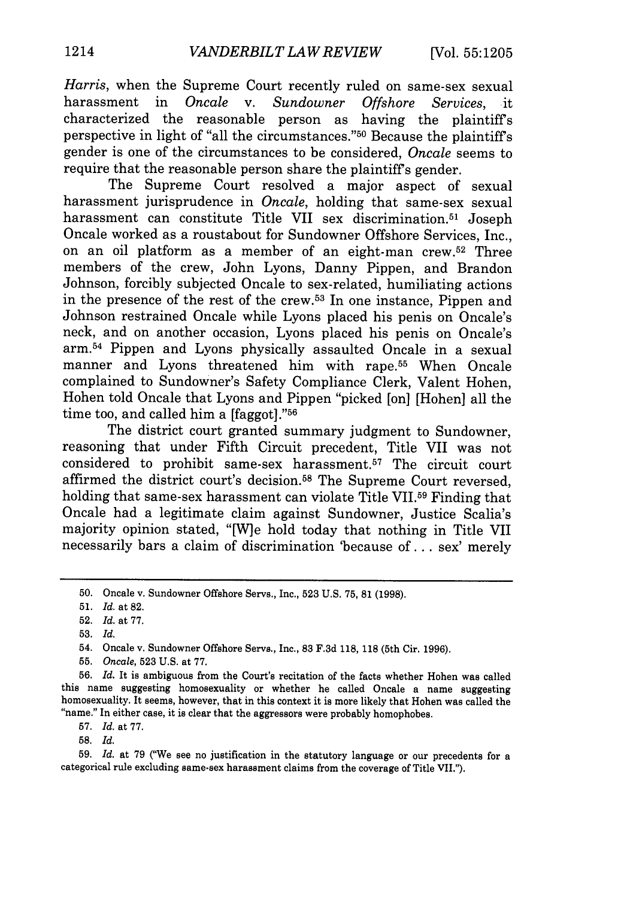*Harris*, when the Supreme Court recently ruled on same-sex sexual harassment in *Oncale v. Sundowner Offshore Services*, it characterized the reasonable person as having the plaintiff's perspective in light of "all the circumstances."[50] Because the plaintiff's gender is one of the circumstances to be considered, *Oncale* seems to require that the reasonable person share the plaintiff's gender.

The Supreme Court resolved a major aspect of sexual harassment jurisprudence in *Oncale*, holding that same-sex sexual harassment can constitute Title VII sex discrimination.[51] Joseph Oncale worked as a roustabout for Sundowner Offshore Services, Inc., on an oil platform as a member of an eight-man crew.[52] Three members of the crew, John Lyons, Danny Pippen, and Brandon Johnson, forcibly subjected Oncale to sex-related, humiliating actions in the presence of the rest of the crew.[53] In one instance, Pippen and Johnson restrained Oncale while Lyons placed his penis on Oncale's neck, and on another occasion, Lyons placed his penis on Oncale's arm.[54] Pippen and Lyons physically assaulted Oncale in a sexual manner and Lyons threatened him with rape.[55] When Oncale complained to Sundowner's Safety Compliance Clerk, Valent Hohen, Hohen told Oncale that Lyons and Pippen "picked [on] [Hohen] all the time too, and called him a [faggot]."[56]

The district court granted summary judgment to Sundowner, reasoning that under Fifth Circuit precedent, Title VII was not considered to prohibit same-sex harassment.[57] The circuit court affirmed the district court's decision.[58] The Supreme Court reversed, holding that same-sex harassment can violate Title VII.[59] Finding that Oncale had a legitimate claim against Sundowner, Justice Scalia's majority opinion stated, "[W]e hold today that nothing in Title VII necessarily bars a claim of discrimination 'because of . . . sex' merely

---

50. Oncale v. Sundowner Offshore Servs., Inc., 523 U.S. 75, 81 (1998).

51. *Id.* at 82.

52. *Id.* at 77.

53. *Id.*

54. Oncale v. Sundowner Offshore Servs., Inc., 83 F.3d 118, 118 (5th Cir. 1996).

55. *Oncale*, 523 U.S. at 77.

56. *Id.* It is ambiguous from the Court's recitation of the facts whether Hohen was called this name suggesting homosexuality or whether he called Oncale a name suggesting homosexuality. It seems, however, that in this context it is more likely that Hohen was called the "name." In either case, it is clear that the aggressors were probably homophobes.

57. *Id.* at 77.

58. *Id.*

59. *Id.* at 79 ("We see no justification in the statutory language or our precedents for a categorical rule excluding same-sex harassment claims from the coverage of Title VII.").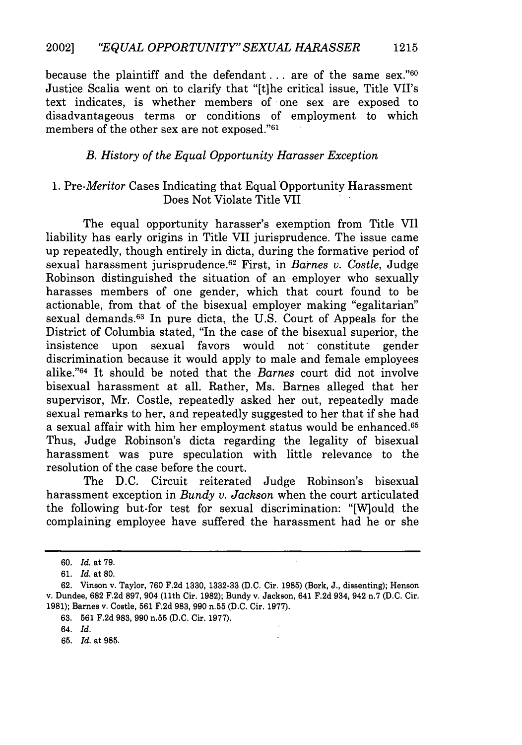because the plaintiff and the defendant . . . are of the same sex."[60] Justice Scalia went on to clarify that "[t]he critical issue, Title VII's text indicates, is whether members of one sex are exposed to disadvantageous terms or conditions of employment to which members of the other sex are not exposed."[61]

### *B. History of the Equal Opportunity Harasser Exception*

#### 1. Pre-*Meritor* Cases Indicating that Equal Opportunity Harassment Does Not Violate Title VII

The equal opportunity harasser's exemption from Title VII liability has early origins in Title VII jurisprudence. The issue came up repeatedly, though entirely in dicta, during the formative period of sexual harassment jurisprudence.[62] First, in *Barnes v. Costle*, Judge Robinson distinguished the situation of an employer who sexually harasses members of one gender, which that court found to be actionable, from that of the bisexual employer making "egalitarian" sexual demands.[63] In pure dicta, the U.S. Court of Appeals for the District of Columbia stated, "In the case of the bisexual superior, the insistence upon sexual favors would not constitute gender discrimination because it would apply to male and female employees alike."[64] It should be noted that the *Barnes* court did not involve bisexual harassment at all. Rather, Ms. Barnes alleged that her supervisor, Mr. Costle, repeatedly asked her out, repeatedly made sexual remarks to her, and repeatedly suggested to her that if she had a sexual affair with him her employment status would be enhanced.[65] Thus, Judge Robinson's dicta regarding the legality of bisexual harassment was pure speculation with little relevance to the resolution of the case before the court.

The D.C. Circuit reiterated Judge Robinson's bisexual harassment exception in *Bundy v. Jackson* when the court articulated the following but-for test for sexual discrimination: "[W]ould the complaining employee have suffered the harassment had he or she

---

60. *Id.* at 79.

61. *Id.* at 80.

62. Vinson v. Taylor, 760 F.2d 1330, 1332-33 (D.C. Cir. 1985) (Bork, J., dissenting); Henson v. Dundee, 682 F.2d 897, 904 (11th Cir. 1982); Bundy v. Jackson, 641 F.2d 934, 942 n.7 (D.C. Cir. 1981); Barnes v. Costle, 561 F.2d 983, 990 n.55 (D.C. Cir. 1977).

63. 561 F.2d 983, 990 n.55 (D.C. Cir. 1977).

64. *Id.*

65. *Id.* at 985.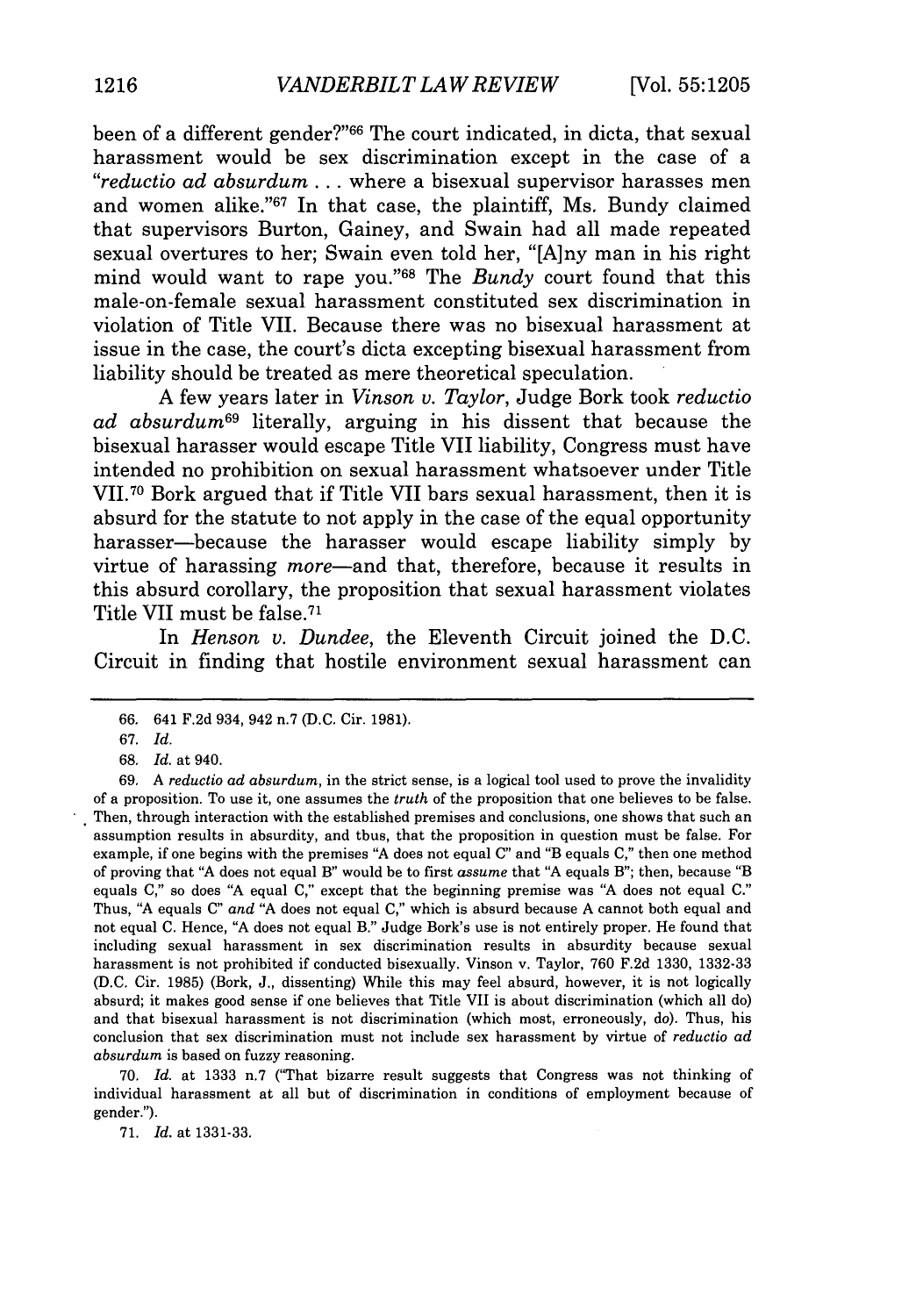been of a different gender?"[66] The court indicated, in dicta, that sexual harassment would be sex discrimination except in the case of a "*reductio ad absurdum* . . . where a bisexual supervisor harasses men and women alike."[67] In that case, the plaintiff, Ms. Bundy claimed that supervisors Burton, Gainey, and Swain had all made repeated sexual overtures to her; Swain even told her, "[A]ny man in his right mind would want to rape you."[68] The *Bundy* court found that this male-on-female sexual harassment constituted sex discrimination in violation of Title VII. Because there was no bisexual harassment at issue in the case, the court's dicta excepting bisexual harassment from liability should be treated as mere theoretical speculation.

A few years later in *Vinson v. Taylor*, Judge Bork took *reductio ad absurdum*[69] literally, arguing in his dissent that because the bisexual harasser would escape Title VII liability, Congress must have intended no prohibition on sexual harassment whatsoever under Title VII.[70] Bork argued that if Title VII bars sexual harassment, then it is absurd for the statute to not apply in the case of the equal opportunity harasser—because the harasser would escape liability simply by virtue of harassing *more*—and that, therefore, because it results in this absurd corollary, the proposition that sexual harassment violates Title VII must be false.[71]

In *Henson v. Dundee*, the Eleventh Circuit joined the D.C. Circuit in finding that hostile environment sexual harassment can

---

66. 641 F.2d 934, 942 n.7 (D.C. Cir. 1981).

67. *Id.*

68. *Id.* at 940.

69. A *reductio ad absurdum*, in the strict sense, is a logical tool used to prove the invalidity of a proposition. To use it, one assumes the *truth* of the proposition that one believes to be false. Then, through interaction with the established premises and conclusions, one shows that such an assumption results in absurdity, and thus, that the proposition in question must be false. For example, if one begins with the premises "A does not equal C" and "B equals C," then one method of proving that "A does not equal B" would be to first *assume* that "A equals B"; then, because "B equals C," so does "A equal C," except that the beginning premise was "A does not equal C." Thus, "A equals C" *and* "A does not equal C," which is absurd because A cannot both equal and not equal C. Hence, "A does not equal B." Judge Bork's use is not entirely proper. He found that including sexual harassment in sex discrimination results in absurdity because sexual harassment is not prohibited if conducted bisexually. Vinson v. Taylor, 760 F.2d 1330, 1332-33 (D.C. Cir. 1985) (Bork, J., dissenting) While this may feel absurd, however, it is not logically absurd; it makes good sense if one believes that Title VII is about discrimination (which all do) and that bisexual harassment is not discrimination (which most, erroneously, do). Thus, his conclusion that sex discrimination must not include sex harassment by virtue of *reductio ad absurdum* is based on fuzzy reasoning.

70. *Id.* at 1333 n.7 ("That bizarre result suggests that Congress was not thinking of individual harassment at all but of discrimination in conditions of employment because of gender.").

71. *Id.* at 1331-33.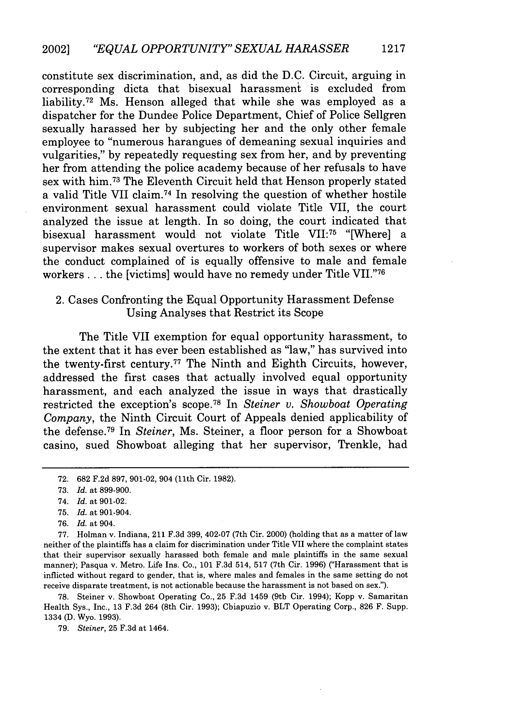constitute sex discrimination, and, as did the D.C. Circuit, arguing in corresponding dicta that bisexual harassment is excluded from liability.[72] Ms. Henson alleged that while she was employed as a dispatcher for the Dundee Police Department, Chief of Police Sellgren sexually harassed her by subjecting her and the only other female employee to "numerous harangues of demeaning sexual inquiries and vulgarities," by repeatedly requesting sex from her, and by preventing her from attending the police academy because of her refusals to have sex with him.[73] The Eleventh Circuit held that Henson properly stated a valid Title VII claim.[74] In resolving the question of whether hostile environment sexual harassment could violate Title VII, the court analyzed the issue at length. In so doing, the court indicated that bisexual harassment would not violate Title VII:[75] "[Where] a supervisor makes sexual overtures to workers of both sexes or where the conduct complained of is equally offensive to male and female workers . . . the [victims] would have no remedy under Title VII."[76]

### 2. Cases Confronting the Equal Opportunity Harassment Defense Using Analyses that Restrict its Scope

The Title VII exemption for equal opportunity harassment, to the extent that it has ever been established as "law," has survived into the twenty-first century.[77] The Ninth and Eighth Circuits, however, addressed the first cases that actually involved equal opportunity harassment, and each analyzed the issue in ways that drastically restricted the exception's scope.[78] In *Steiner v. Showboat Operating Company*, the Ninth Circuit Court of Appeals denied applicability of the defense.[79] In *Steiner*, Ms. Steiner, a floor person for a Showboat casino, sued Showboat alleging that her supervisor, Trenkle, had

---

72. 682 F.2d 897, 901-02, 904 (11th Cir. 1982).

73. *Id.* at 899-900.

74. *Id.* at 901-02.

75. *Id.* at 901-904.

76. *Id.* at 904.

77. Holman v. Indiana, 211 F.3d 399, 402-07 (7th Cir. 2000) (holding that as a matter of law neither of the plaintiffs has a claim for discrimination under Title VII where the complaint states that their supervisor sexually harassed both female and male plaintiffs in the same sexual manner); Pasqua v. Metro. Life Ins. Co., 101 F.3d 514, 517 (7th Cir. 1996) ("Harassment that is inflicted without regard to gender, that is, where males and females in the same setting do not receive disparate treatment, is not actionable because the harassment is not based on sex.").

78. Steiner v. Showboat Operating Co., 25 F.3d 1459 (9th Cir. 1994); Kopp v. Samaritan Health Sys., Inc., 13 F.3d 264 (8th Cir. 1993); Chiapuzio v. BLT Operating Corp., 826 F. Supp. 1334 (D. Wyo. 1993).

79. *Steiner*, 25 F.3d at 1464.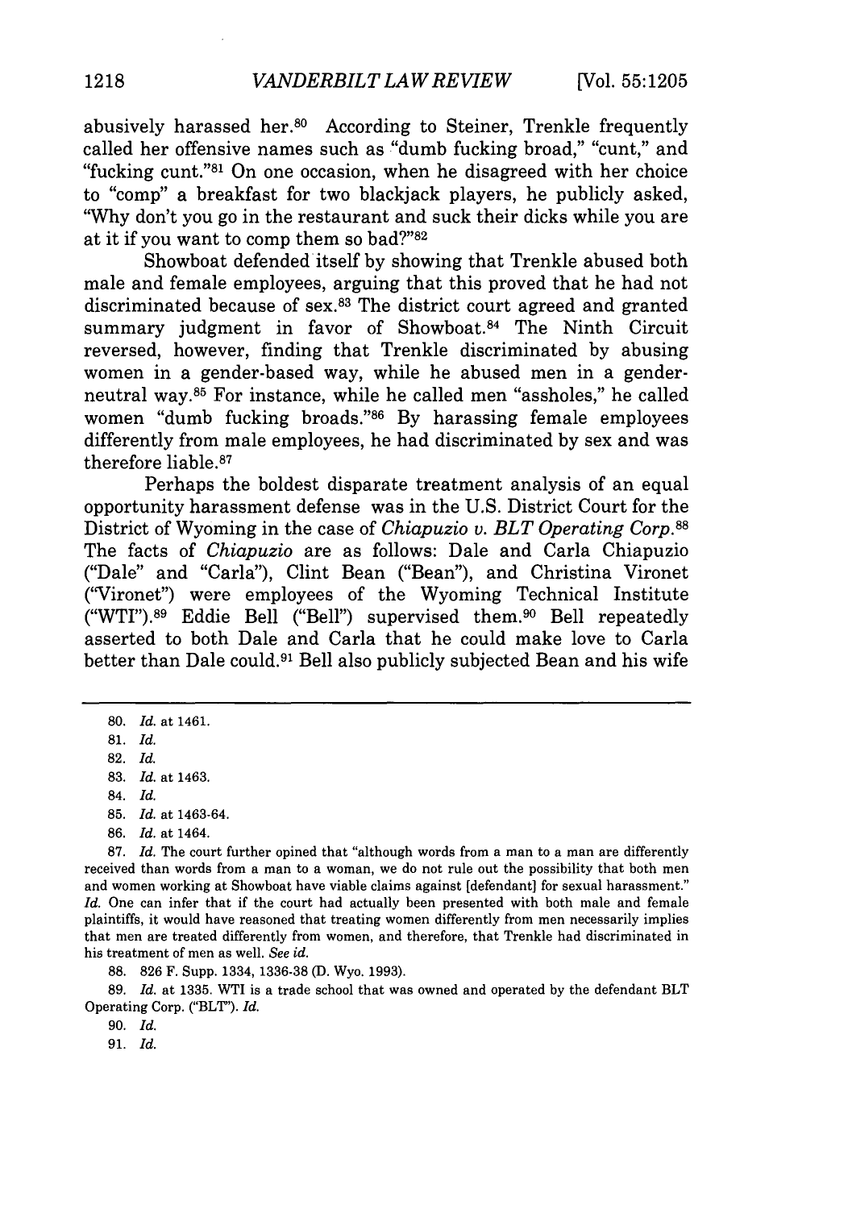abusively harassed her.[80] According to Steiner, Trenkle frequently called her offensive names such as "dumb fucking broad," "cunt," and "fucking cunt."[81] On one occasion, when he disagreed with her choice to "comp" a breakfast for two blackjack players, he publicly asked, "Why don't you go in the restaurant and suck their dicks while you are at it if you want to comp them so bad?"[82]

Showboat defended itself by showing that Trenkle abused both male and female employees, arguing that this proved that he had not discriminated because of sex.[83] The district court agreed and granted summary judgment in favor of Showboat.[84] The Ninth Circuit reversed, however, finding that Trenkle discriminated by abusing women in a gender-based way, while he abused men in a gender-neutral way.[85] For instance, while he called men "assholes," he called women "dumb fucking broads."[86] By harassing female employees differently from male employees, he had discriminated by sex and was therefore liable.[87]

Perhaps the boldest disparate treatment analysis of an equal opportunity harassment defense was in the U.S. District Court for the District of Wyoming in the case of *Chiapuzio v. BLT Operating Corp.*[88] The facts of *Chiapuzio* are as follows: Dale and Carla Chiapuzio ("Dale" and "Carla"), Clint Bean ("Bean"), and Christina Vironet ("Vironet") were employees of the Wyoming Technical Institute ("WTI").[89] Eddie Bell ("Bell") supervised them.[90] Bell repeatedly asserted to both Dale and Carla that he could make love to Carla better than Dale could.[91] Bell also publicly subjected Bean and his wife

---

80. *Id.* at 1461.

81. *Id.*

82. *Id.*

83. *Id.* at 1463.

84. *Id.*

85. *Id.* at 1463-64.

86. *Id.* at 1464.

87. *Id.* The court further opined that "although words from a man to a man are differently received than words from a man to a woman, we do not rule out the possibility that both men and women working at Showboat have viable claims against [defendant] for sexual harassment." *Id.* One can infer that if the court had actually been presented with both male and female plaintiffs, it would have reasoned that treating women differently from men necessarily implies that men are treated differently from women, and therefore, that Trenkle had discriminated in his treatment of men as well. *See id.*

88. 826 F. Supp. 1334, 1336-38 (D. Wyo. 1993).

89. *Id.* at 1335. WTI is a trade school that was owned and operated by the defendant BLT Operating Corp. ("BLT"). *Id.*

90. *Id.*

91. *Id.*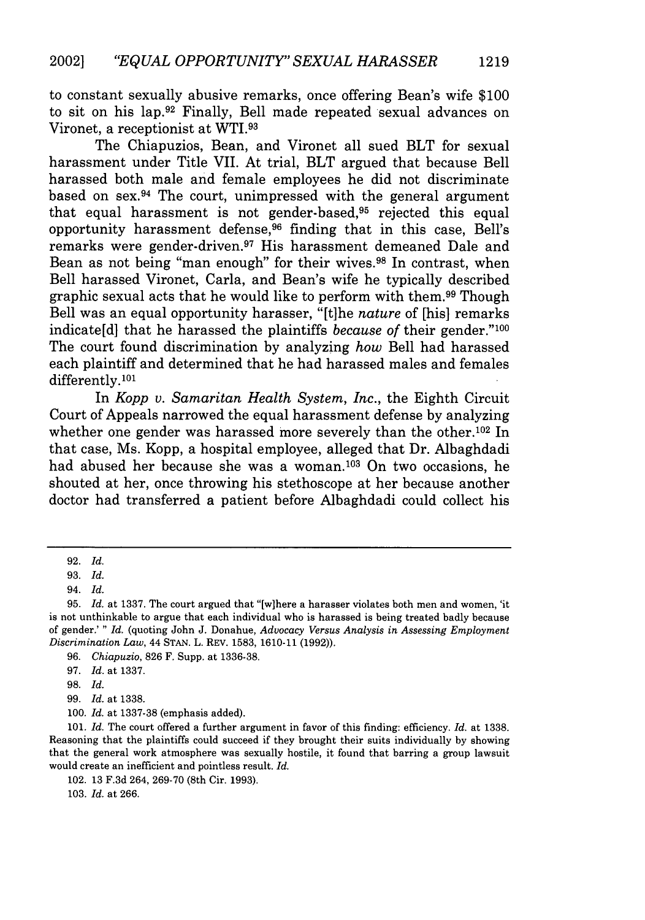to constant sexually abusive remarks, once offering Bean's wife $100 to sit on his lap.[92] Finally, Bell made repeated sexual advances on Vironet, a receptionist at WTI.[93]

The Chiapuzios, Bean, and Vironet all sued BLT for sexual harassment under Title VII. At trial, BLT argued that because Bell harassed both male and female employees he did not discriminate based on sex.[94] The court, unimpressed with the general argument that equal harassment is not gender-based,[95] rejected this equal opportunity harassment defense,[96] finding that in this case, Bell's remarks were gender-driven.[97] His harassment demeaned Dale and Bean as not being "man enough" for their wives.[98] In contrast, when Bell harassed Vironet, Carla, and Bean's wife he typically described graphic sexual acts that he would like to perform with them.[99] Though Bell was an equal opportunity harasser, "[t]he *nature* of [his] remarks indicate[d] that he harassed the plaintiffs *because of* their gender."[100] The court found discrimination by analyzing *how* Bell had harassed each plaintiff and determined that he had harassed males and females differently.[101]

In *Kopp v. Samaritan Health System, Inc.*, the Eighth Circuit Court of Appeals narrowed the equal harassment defense by analyzing whether one gender was harassed more severely than the other.[102] In that case, Ms. Kopp, a hospital employee, alleged that Dr. Albaghdadi had abused her because she was a woman.[103] On two occasions, he shouted at her, once throwing his stethoscope at her because another doctor had transferred a patient before Albaghdadi could collect his

---

92. *Id.*

93. *Id.*

94. *Id.*

95. *Id.* at 1337. The court argued that "[w]here a harasser violates both men and women, 'it is not unthinkable to argue that each individual who is harassed is being treated badly because of gender.' " *Id.* (quoting John J. Donahue, *Advocacy Versus Analysis in Assessing Employment Discrimination Law*, 44 STAN. L. REV. 1583, 1610-11 (1992)).

96. *Chiapuzio*, 826 F. Supp. at 1336-38.

97. *Id.* at 1337.

98. *Id.*

99. *Id.* at 1338.

100. *Id.* at 1337-38 (emphasis added).

101. *Id.* The court offered a further argument in favor of this finding: efficiency. *Id.* at 1338. Reasoning that the plaintiffs could succeed if they brought their suits individually by showing that the general work atmosphere was sexually hostile, it found that barring a group lawsuit would create an inefficient and pointless result. *Id.*

102. 13 F.3d 264, 269-70 (8th Cir. 1993).

103. *Id.* at 266.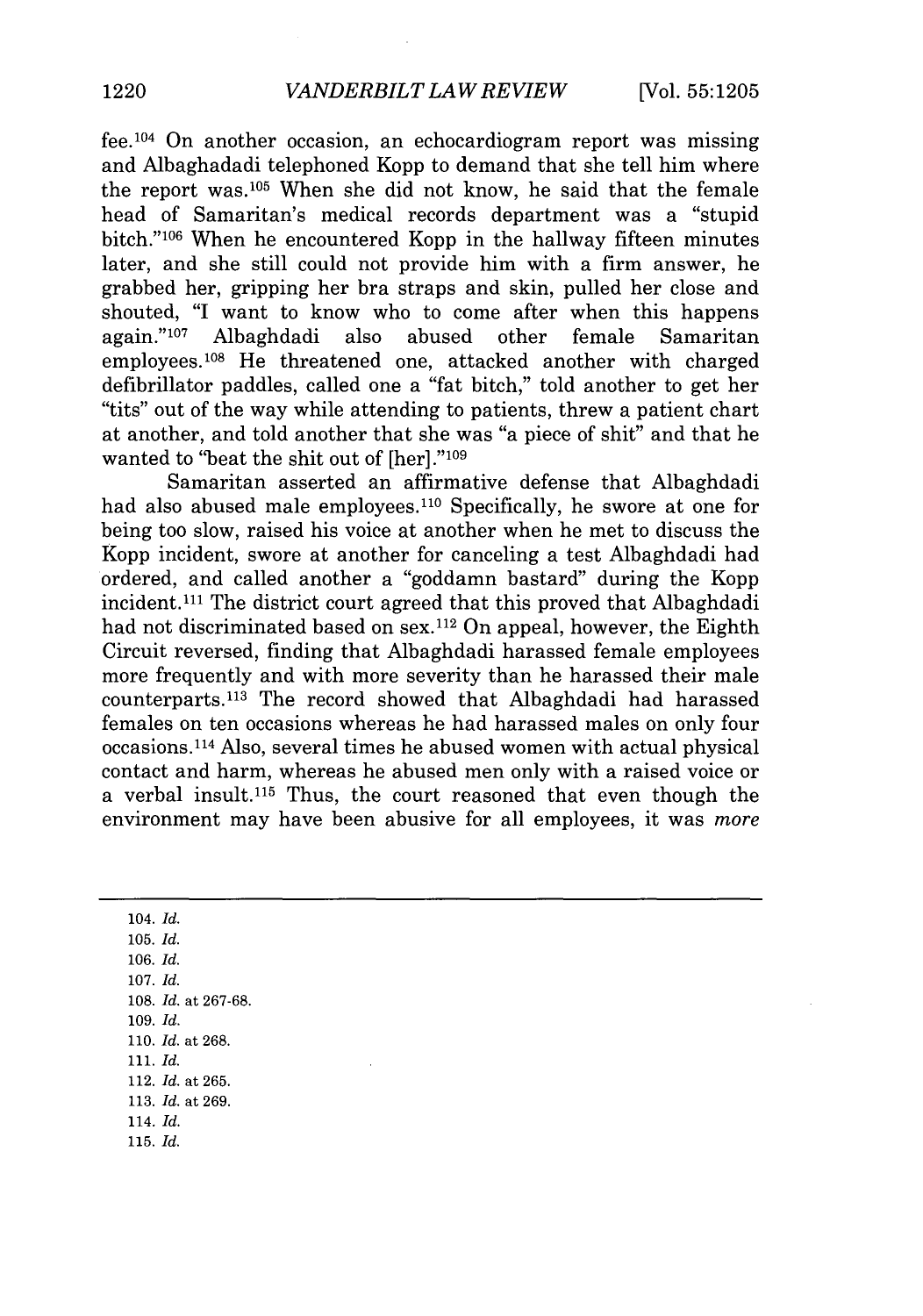fee.[104] On another occasion, an echocardiogram report was missing and Albaghadadi telephoned Kopp to demand that she tell him where the report was.[105] When she did not know, he said that the female head of Samaritan's medical records department was a "stupid bitch."[106] When he encountered Kopp in the hallway fifteen minutes later, and she still could not provide him with a firm answer, he grabbed her, gripping her bra straps and skin, pulled her close and shouted, "I want to know who to come after when this happens again."[107] Albaghdadi also abused other female Samaritan employees.[108] He threatened one, attacked another with charged defibrillator paddles, called one a "fat bitch," told another to get her "tits" out of the way while attending to patients, threw a patient chart at another, and told another that she was "a piece of shit" and that he wanted to "beat the shit out of [her]."[109]

Samaritan asserted an affirmative defense that Albaghdadi had also abused male employees.[110] Specifically, he swore at one for being too slow, raised his voice at another when he met to discuss the Kopp incident, swore at another for canceling a test Albaghdadi had ordered, and called another a "goddamn bastard" during the Kopp incident.[111] The district court agreed that this proved that Albaghdadi had not discriminated based on sex.[112] On appeal, however, the Eighth Circuit reversed, finding that Albaghdadi harassed female employees more frequently and with more severity than he harassed their male counterparts.[113] The record showed that Albaghdadi had harassed females on ten occasions whereas he had harassed males on only four occasions.[114] Also, several times he abused women with actual physical contact and harm, whereas he abused men only with a raised voice or a verbal insult.[115] Thus, the court reasoned that even though the environment may have been abusive for all employees, it was *more*

---

104. *Id.*
105. *Id.*
106. *Id.*
107. *Id.*
108. *Id.* at 267-68.
109. *Id.*
110. *Id.* at 268.
111. *Id.*
112. *Id.* at 265.
113. *Id.* at 269.
114. *Id.*
115. *Id.*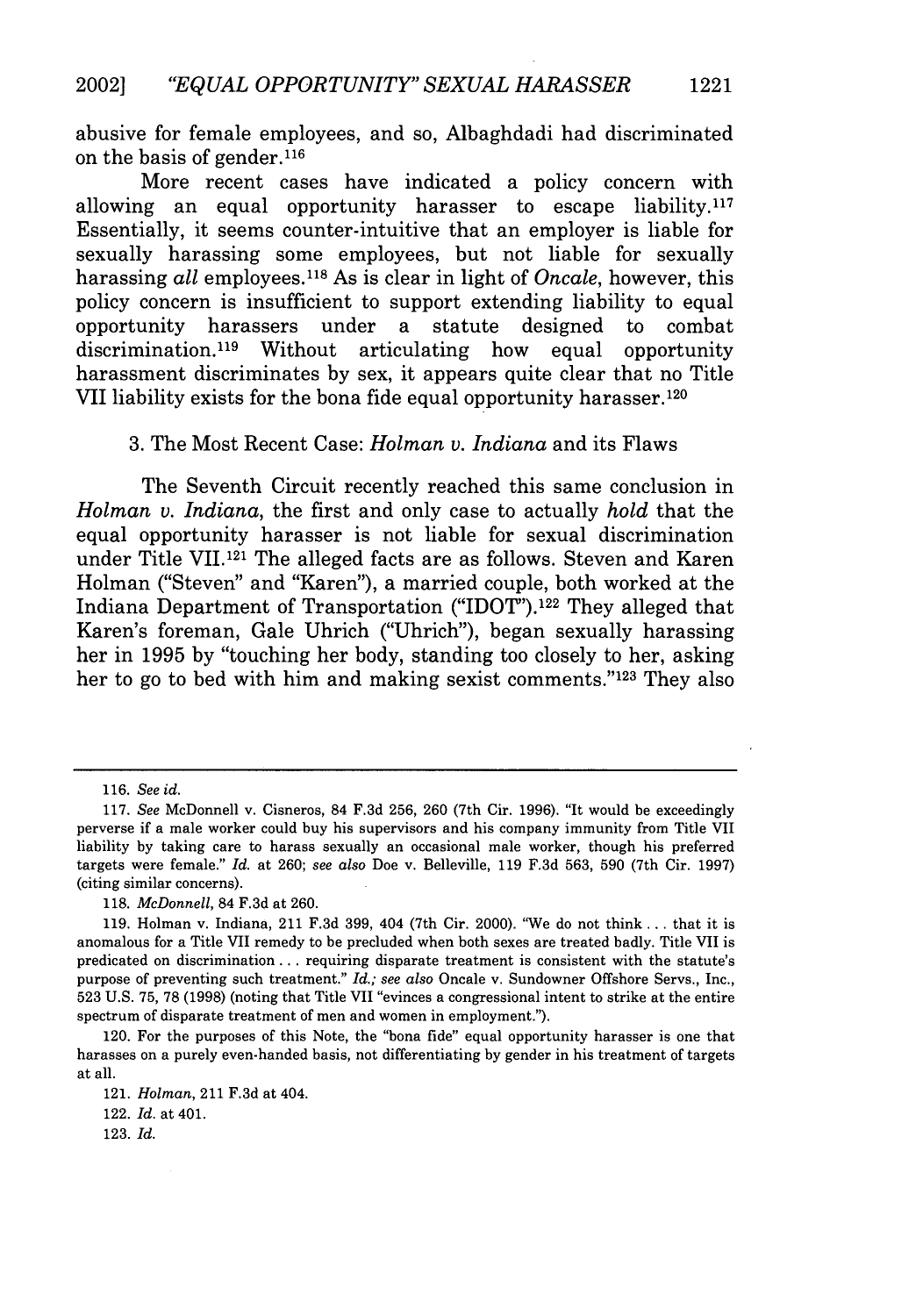abusive for female employees, and so, Albaghdadi had discriminated on the basis of gender.[116]

More recent cases have indicated a policy concern with allowing an equal opportunity harasser to escape liability.[117] Essentially, it seems counter-intuitive that an employer is liable for sexually harassing some employees, but not liable for sexually harassing *all* employees.[118] As is clear in light of *Oncale*, however, this policy concern is insufficient to support extending liability to equal opportunity harassers under a statute designed to combat discrimination.[119] Without articulating how equal opportunity harassment discriminates by sex, it appears quite clear that no Title VII liability exists for the bona fide equal opportunity harasser.[120]

### 3. The Most Recent Case: *Holman v. Indiana* and its Flaws

The Seventh Circuit recently reached this same conclusion in *Holman v. Indiana*, the first and only case to actually *hold* that the equal opportunity harasser is not liable for sexual discrimination under Title VII.[121] The alleged facts are as follows. Steven and Karen Holman ("Steven" and "Karen"), a married couple, both worked at the Indiana Department of Transportation ("IDOT").[122] They alleged that Karen's foreman, Gale Uhrich ("Uhrich"), began sexually harassing her in 1995 by "touching her body, standing too closely to her, asking her to go to bed with him and making sexist comments."[123] They also

---

116. *See id.*

117. *See* McDonnell v. Cisneros, 84 F.3d 256, 260 (7th Cir. 1996). "It would be exceedingly perverse if a male worker could buy his supervisors and his company immunity from Title VII liability by taking care to harass sexually an occasional male worker, though his preferred targets were female." *Id.* at 260; *see also* Doe v. Belleville, 119 F.3d 563, 590 (7th Cir. 1997) (citing similar concerns).

118. *McDonnell*, 84 F.3d at 260.

119. Holman v. Indiana, 211 F.3d 399, 404 (7th Cir. 2000). "We do not think . . . that it is anomalous for a Title VII remedy to be precluded when both sexes are treated badly. Title VII is predicated on discrimination . . . requiring disparate treatment is consistent with the statute's purpose of preventing such treatment." *Id.; see also* Oncale v. Sundowner Offshore Servs., Inc., 523 U.S. 75, 78 (1998) (noting that Title VII "evinces a congressional intent to strike at the entire spectrum of disparate treatment of men and women in employment.").

120. For the purposes of this Note, the "bona fide" equal opportunity harasser is one that harasses on a purely even-handed basis, not differentiating by gender in his treatment of targets at all.

121. *Holman*, 211 F.3d at 404.

122. *Id.* at 401.

123. *Id.*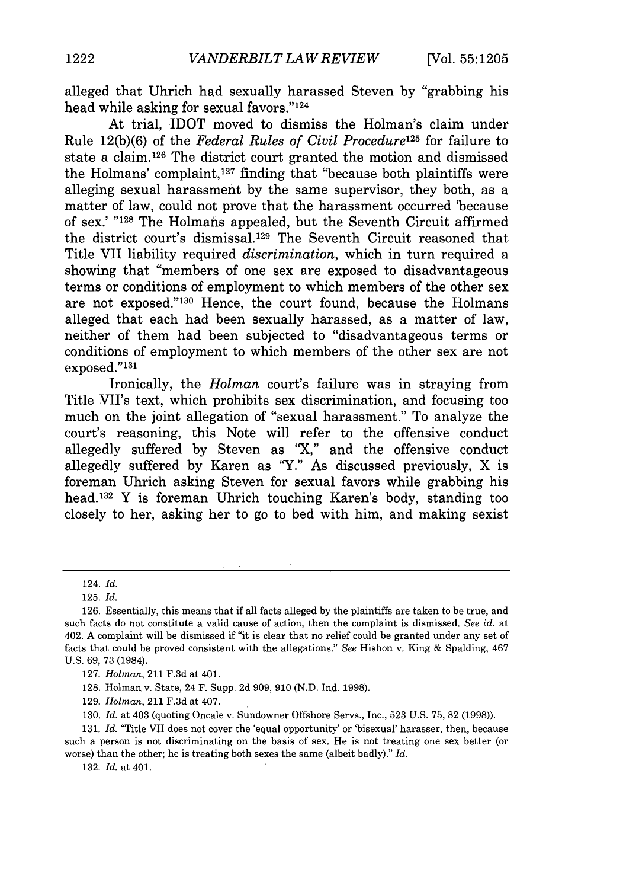alleged that Uhrich had sexually harassed Steven by "grabbing his head while asking for sexual favors."[124]

At trial, IDOT moved to dismiss the Holman's claim under Rule 12(b)(6) of the *Federal Rules of Civil Procedure*[125] for failure to state a claim.[126] The district court granted the motion and dismissed the Holmans' complaint,[127] finding that "because both plaintiffs were alleging sexual harassment by the same supervisor, they both, as a matter of law, could not prove that the harassment occurred 'because of sex.' "[128] The Holmans appealed, but the Seventh Circuit affirmed the district court's dismissal.[129] The Seventh Circuit reasoned that Title VII liability required *discrimination*, which in turn required a showing that "members of one sex are exposed to disadvantageous terms or conditions of employment to which members of the other sex are not exposed."[130] Hence, the court found, because the Holmans alleged that each had been sexually harassed, as a matter of law, neither of them had been subjected to "disadvantageous terms or conditions of employment to which members of the other sex are not exposed."[131]

Ironically, the *Holman* court's failure was in straying from Title VII's text, which prohibits sex discrimination, and focusing too much on the joint allegation of "sexual harassment." To analyze the court's reasoning, this Note will refer to the offensive conduct allegedly suffered by Steven as "X," and the offensive conduct allegedly suffered by Karen as "Y." As discussed previously, X is foreman Uhrich asking Steven for sexual favors while grabbing his head.[132] Y is foreman Uhrich touching Karen's body, standing too closely to her, asking her to go to bed with him, and making sexist

---

124. *Id.*

125. *Id.*

126. Essentially, this means that if all facts alleged by the plaintiffs are taken to be true, and such facts do not constitute a valid cause of action, then the complaint is dismissed. *See id.* at 402. A complaint will be dismissed if "it is clear that no relief could be granted under any set of facts that could be proved consistent with the allegations." *See* Hishon v. King & Spalding, 467 U.S. 69, 73 (1984).

127. *Holman*, 211 F.3d at 401.

128. Holman v. State, 24 F. Supp. 2d 909, 910 (N.D. Ind. 1998).

129. *Holman*, 211 F.3d at 407.

130. *Id.* at 403 (quoting Oncale v. Sundowner Offshore Servs., Inc., 523 U.S. 75, 82 (1998)).

131. *Id.* "Title VII does not cover the 'equal opportunity' or 'bisexual' harasser, then, because such a person is not discriminating on the basis of sex. He is not treating one sex better (or worse) than the other; he is treating both sexes the same (albeit badly)." *Id.*

132. *Id.* at 401.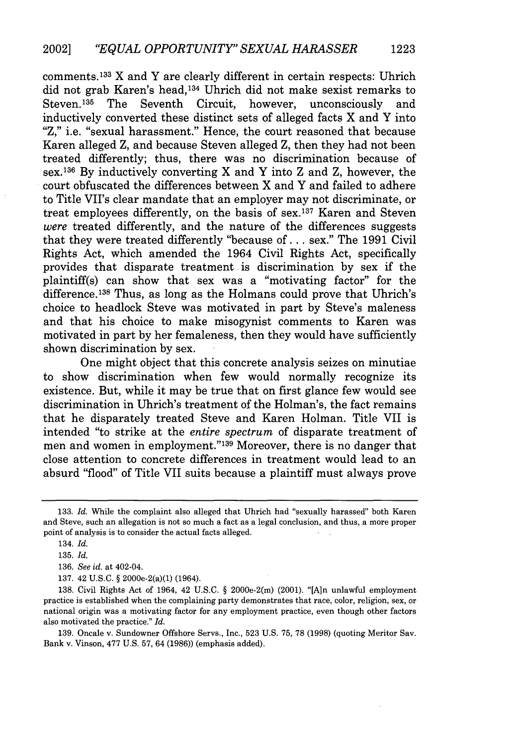comments.[133] X and Y are clearly different in certain respects: Uhrich did not grab Karen's head,[134] Uhrich did not make sexist remarks to Steven.[135] The Seventh Circuit, however, unconsciously and inductively converted these distinct sets of alleged facts X and Y into "Z," i.e. "sexual harassment." Hence, the court reasoned that because Karen alleged Z, and because Steven alleged Z, then they had not been treated differently; thus, there was no discrimination because of sex.[136] By inductively converting X and Y into Z and Z, however, the court obfuscated the differences between X and Y and failed to adhere to Title VII's clear mandate that an employer may not discriminate, or treat employees differently, on the basis of sex.[137] Karen and Steven *were* treated differently, and the nature of the differences suggests that they were treated differently "because of . . . sex." The 1991 Civil Rights Act, which amended the 1964 Civil Rights Act, specifically provides that disparate treatment is discrimination by sex if the plaintiff(s) can show that sex was a "motivating factor" for the difference.[138] Thus, as long as the Holmans could prove that Uhrich's choice to headlock Steve was motivated in part by Steve's maleness and that his choice to make misogynist comments to Karen was motivated in part by her femaleness, then they would have sufficiently shown discrimination by sex.

One might object that this concrete analysis seizes on minutiae to show discrimination when few would normally recognize its existence. But, while it may be true that on first glance few would see discrimination in Uhrich's treatment of the Holman's, the fact remains that he disparately treated Steve and Karen Holman. Title VII is intended "to strike at the *entire spectrum* of disparate treatment of men and women in employment."[139] Moreover, there is no danger that close attention to concrete differences in treatment would lead to an absurd "flood" of Title VII suits because a plaintiff must always prove

---

133. *Id.* While the complaint also alleged that Uhrich had "sexually harassed" both Karen and Steve, such an allegation is not so much a fact as a legal conclusion, and thus, a more proper point of analysis is to consider the actual facts alleged.

134. *Id.*

135. *Id.*

136. *See id.* at 402-04.

137. 42 U.S.C. § 2000e-2(a)(1) (1964).

138. Civil Rights Act of 1964, 42 U.S.C. § 2000e-2(m) (2001). "[A]n unlawful employment practice is established when the complaining party demonstrates that race, color, religion, sex, or national origin was a motivating factor for any employment practice, even though other factors also motivated the practice." *Id.*

139. Oncale v. Sundowner Offshore Servs., Inc., 523 U.S. 75, 78 (1998) (quoting Meritor Sav. Bank v. Vinson, 477 U.S. 57, 64 (1986)) (emphasis added).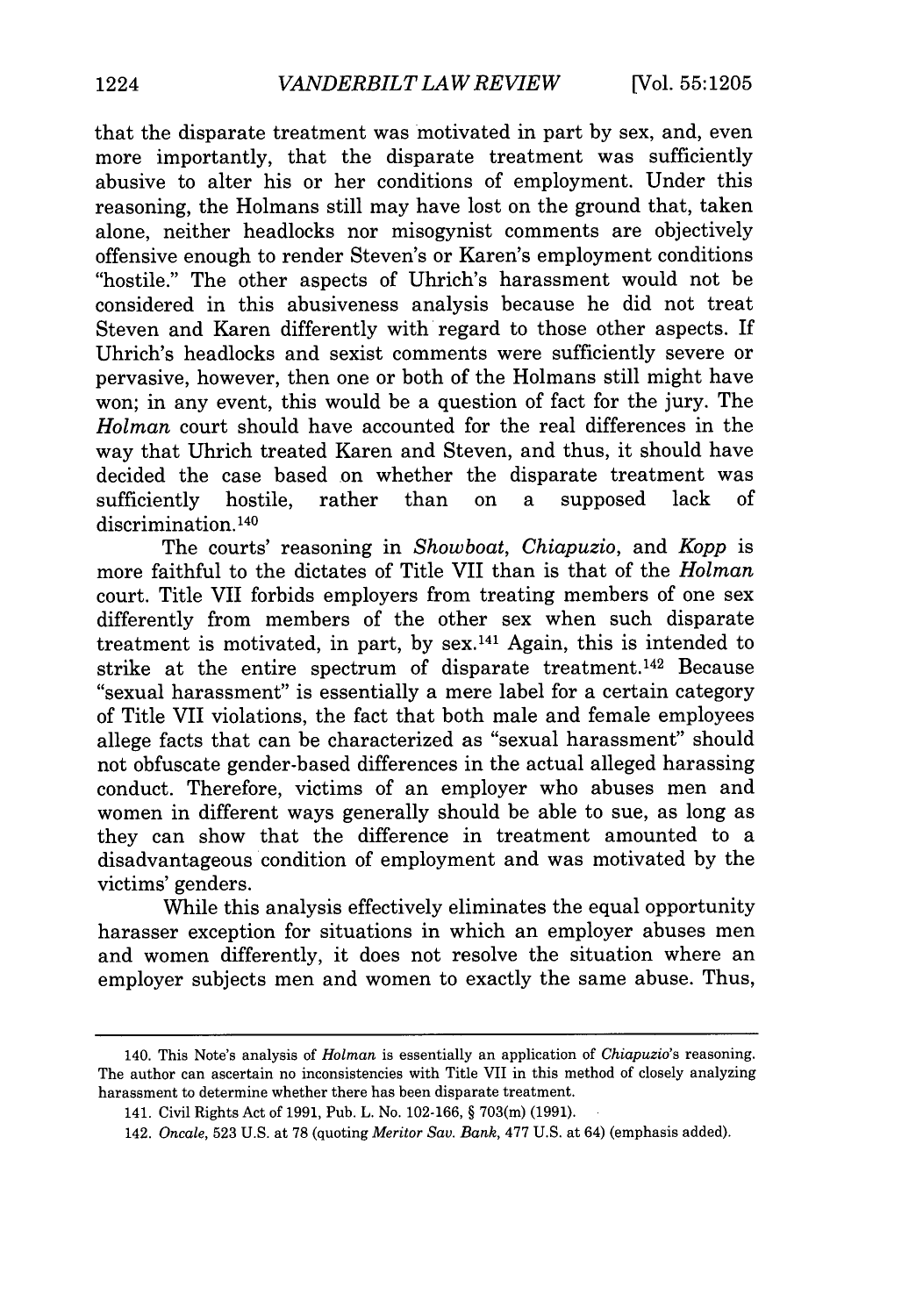that the disparate treatment was motivated in part by sex, and, even more importantly, that the disparate treatment was sufficiently abusive to alter his or her conditions of employment. Under this reasoning, the Holmans still may have lost on the ground that, taken alone, neither headlocks nor misogynist comments are objectively offensive enough to render Steven's or Karen's employment conditions "hostile." The other aspects of Uhrich's harassment would not be considered in this abusiveness analysis because he did not treat Steven and Karen differently with regard to those other aspects. If Uhrich's headlocks and sexist comments were sufficiently severe or pervasive, however, then one or both of the Holmans still might have won; in any event, this would be a question of fact for the jury. The *Holman* court should have accounted for the real differences in the way that Uhrich treated Karen and Steven, and thus, it should have decided the case based on whether the disparate treatment was sufficiently hostile, rather than on a supposed lack of discrimination.[140]

The courts' reasoning in *Showboat*, *Chiapuzio*, and *Kopp* is more faithful to the dictates of Title VII than is that of the *Holman* court. Title VII forbids employers from treating members of one sex differently from members of the other sex when such disparate treatment is motivated, in part, by sex.[141] Again, this is intended to strike at the entire spectrum of disparate treatment.[142] Because "sexual harassment" is essentially a mere label for a certain category of Title VII violations, the fact that both male and female employees allege facts that can be characterized as "sexual harassment" should not obfuscate gender-based differences in the actual alleged harassing conduct. Therefore, victims of an employer who abuses men and women in different ways generally should be able to sue, as long as they can show that the difference in treatment amounted to a disadvantageous condition of employment and was motivated by the victims' genders.

While this analysis effectively eliminates the equal opportunity harasser exception for situations in which an employer abuses men and women differently, it does not resolve the situation where an employer subjects men and women to exactly the same abuse. Thus,

---

140. This Note's analysis of *Holman* is essentially an application of *Chiapuzio*'s reasoning. The author can ascertain no inconsistencies with Title VII in this method of closely analyzing harassment to determine whether there has been disparate treatment.

141. Civil Rights Act of 1991, Pub. L. No. 102-166, § 703(m) (1991).

142. *Oncale*, 523 U.S. at 78 (quoting *Meritor Sav. Bank*, 477 U.S. at 64) (emphasis added).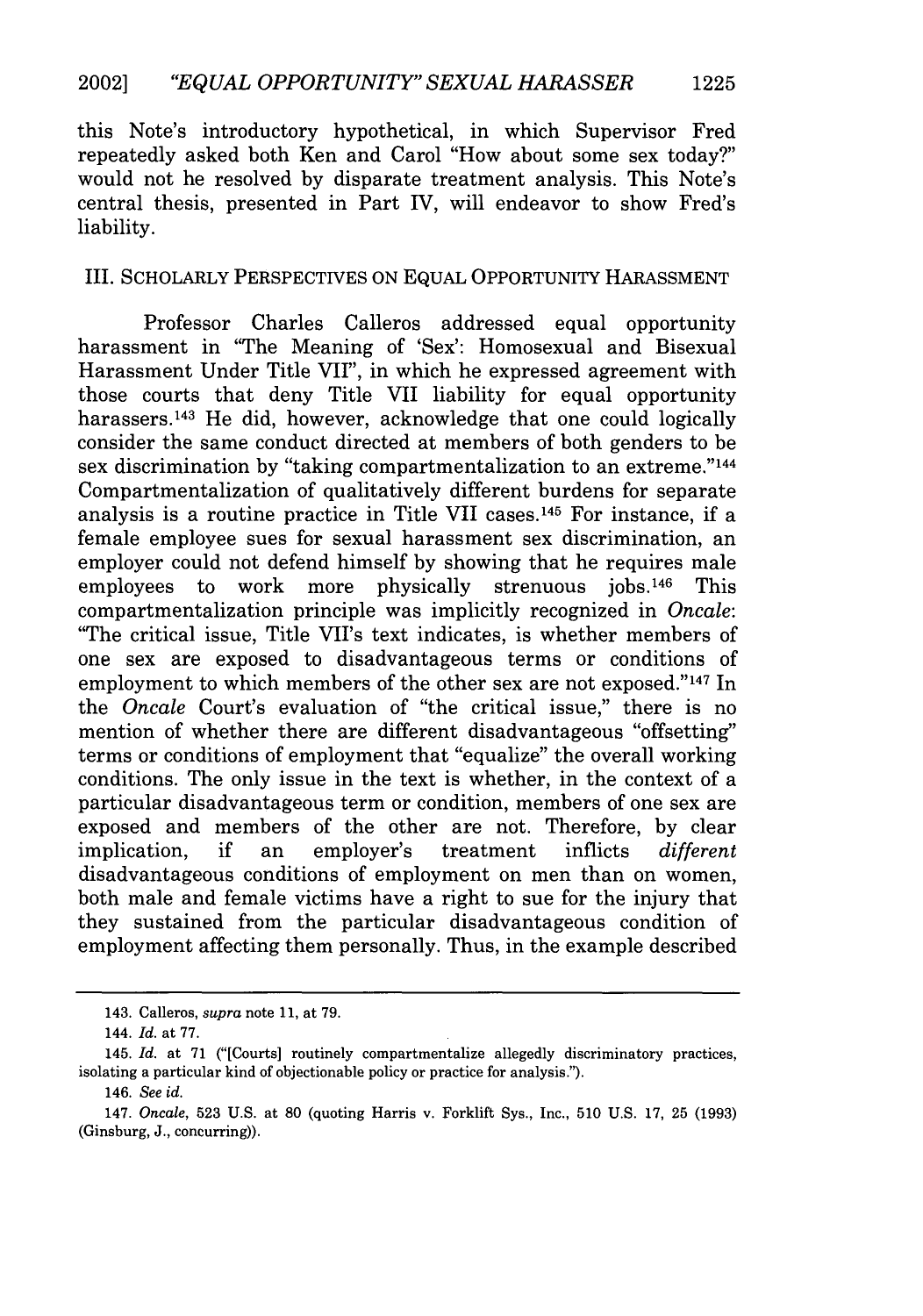this Note's introductory hypothetical, in which Supervisor Fred repeatedly asked both Ken and Carol "How about some sex today?" would not he resolved by disparate treatment analysis. This Note's central thesis, presented in Part IV, will endeavor to show Fred's liability.

## III. SCHOLARLY PERSPECTIVES ON EQUAL OPPORTUNITY HARASSMENT

Professor Charles Calleros addressed equal opportunity harassment in "The Meaning of 'Sex': Homosexual and Bisexual Harassment Under Title VII", in which he expressed agreement with those courts that deny Title VII liability for equal opportunity harassers.[143] He did, however, acknowledge that one could logically consider the same conduct directed at members of both genders to be sex discrimination by "taking compartmentalization to an extreme."[144] Compartmentalization of qualitatively different burdens for separate analysis is a routine practice in Title VII cases.[145] For instance, if a female employee sues for sexual harassment sex discrimination, an employer could not defend himself by showing that he requires male employees to work more physically strenuous jobs.[146] This compartmentalization principle was implicitly recognized in *Oncale*: "The critical issue, Title VII's text indicates, is whether members of one sex are exposed to disadvantageous terms or conditions of employment to which members of the other sex are not exposed."[147] In the *Oncale* Court's evaluation of "the critical issue," there is no mention of whether there are different disadvantageous "offsetting" terms or conditions of employment that "equalize" the overall working conditions. The only issue in the text is whether, in the context of a particular disadvantageous term or condition, members of one sex are exposed and members of the other are not. Therefore, by clear implication, if an employer's treatment inflicts *different* disadvantageous conditions of employment on men than on women, both male and female victims have a right to sue for the injury that they sustained from the particular disadvantageous condition of employment affecting them personally. Thus, in the example described

---

143. Calleros, *supra* note 11, at 79.

144. *Id.* at 77.

145. *Id.* at 71 ("[Courts] routinely compartmentalize allegedly discriminatory practices, isolating a particular kind of objectionable policy or practice for analysis.").

146. *See id.*

147. *Oncale*, 523 U.S. at 80 (quoting Harris v. Forklift Sys., Inc., 510 U.S. 17, 25 (1993) (Ginsburg, J., concurring)).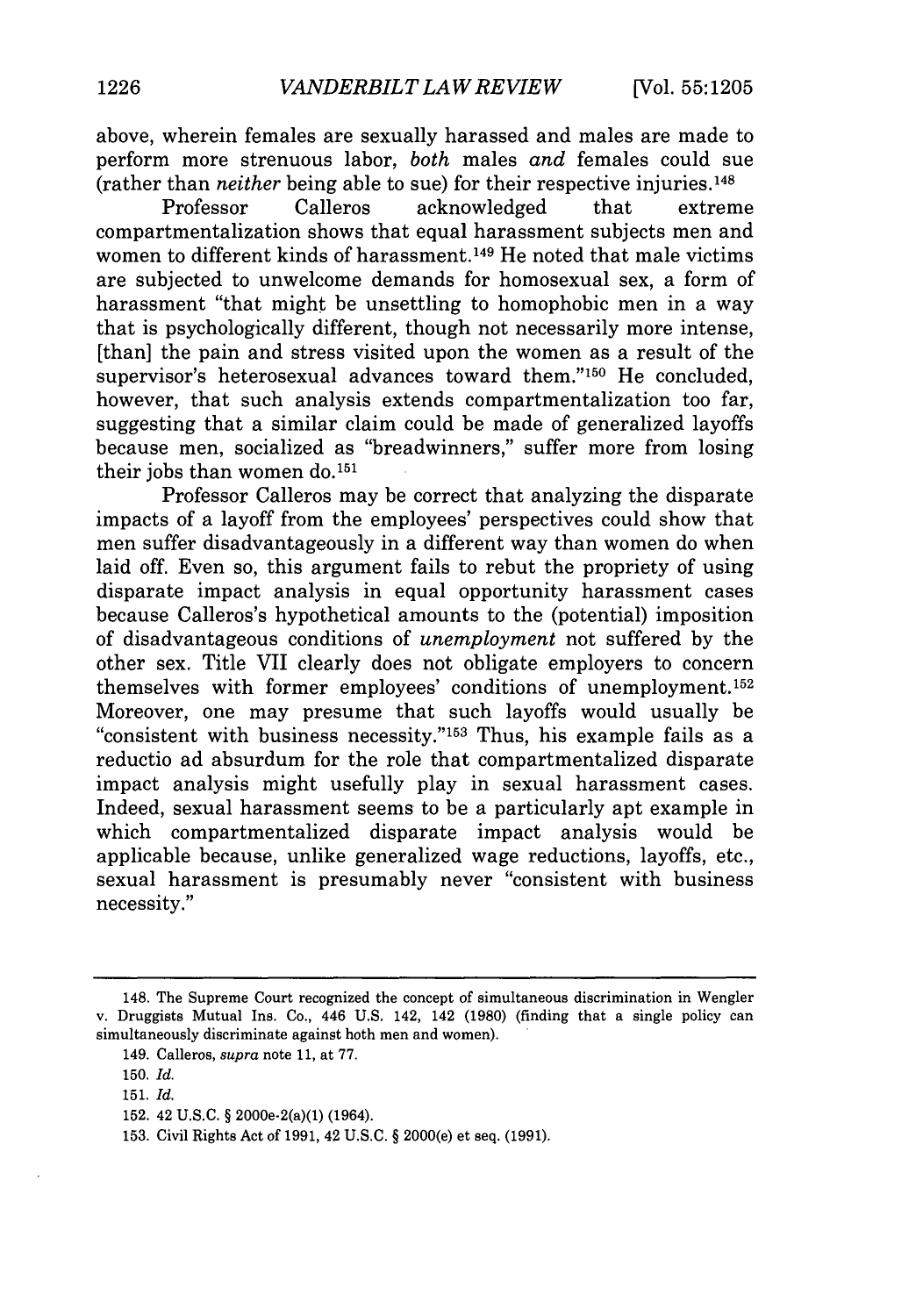above, wherein females are sexually harassed and males are made to perform more strenuous labor, *both* males *and* females could sue (rather than *neither* being able to sue) for their respective injuries.[148]

Professor Calleros acknowledged that extreme compartmentalization shows that equal harassment subjects men and women to different kinds of harassment.[149] He noted that male victims are subjected to unwelcome demands for homosexual sex, a form of harassment "that might be unsettling to homophobic men in a way that is psychologically different, though not necessarily more intense, [than] the pain and stress visited upon the women as a result of the supervisor's heterosexual advances toward them."[150] He concluded, however, that such analysis extends compartmentalization too far, suggesting that a similar claim could be made of generalized layoffs because men, socialized as "breadwinners," suffer more from losing their jobs than women do.[151]

Professor Calleros may be correct that analyzing the disparate impacts of a layoff from the employees' perspectives could show that men suffer disadvantageously in a different way than women do when laid off. Even so, this argument fails to rebut the propriety of using disparate impact analysis in equal opportunity harassment cases because Calleros's hypothetical amounts to the (potential) imposition of disadvantageous conditions of *unemployment* not suffered by the other sex. Title VII clearly does not obligate employers to concern themselves with former employees' conditions of unemployment.[152] Moreover, one may presume that such layoffs would usually be "consistent with business necessity."[153] Thus, his example fails as a reductio ad absurdum for the role that compartmentalized disparate impact analysis might usefully play in sexual harassment cases. Indeed, sexual harassment seems to be a particularly apt example in which compartmentalized disparate impact analysis would be applicable because, unlike generalized wage reductions, layoffs, etc., sexual harassment is presumably never "consistent with business necessity."

---

148. The Supreme Court recognized the concept of simultaneous discrimination in Wengler v. Druggists Mutual Ins. Co., 446 U.S. 142, 142 (1980) (finding that a single policy can simultaneously discriminate against both men and women).

149. Calleros, *supra* note 11, at 77.

150. *Id.*

151. *Id.*

152. 42 U.S.C. § 2000e-2(a)(1) (1964).

153. Civil Rights Act of 1991, 42 U.S.C. § 2000(e) et seq. (1991).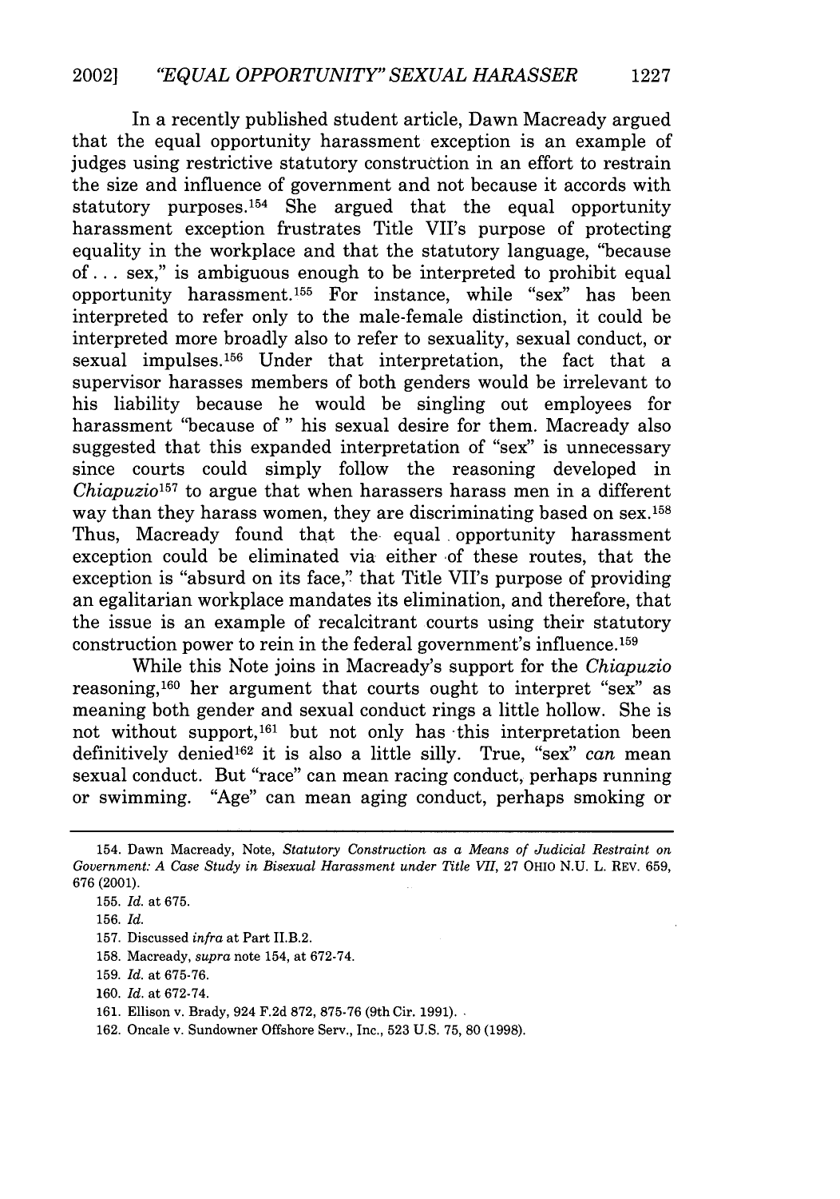In a recently published student article, Dawn Macready argued that the equal opportunity harassment exception is an example of judges using restrictive statutory construction in an effort to restrain the size and influence of government and not because it accords with statutory purposes.[154] She argued that the equal opportunity harassment exception frustrates Title VII's purpose of protecting equality in the workplace and that the statutory language, "because of . . . sex," is ambiguous enough to be interpreted to prohibit equal opportunity harassment.[155] For instance, while "sex" has been interpreted to refer only to the male-female distinction, it could be interpreted more broadly also to refer to sexuality, sexual conduct, or sexual impulses.[156] Under that interpretation, the fact that a supervisor harasses members of both genders would be irrelevant to his liability because he would be singling out employees for harassment "because of " his sexual desire for them. Macready also suggested that this expanded interpretation of "sex" is unnecessary since courts could simply follow the reasoning developed in *Chiapuzio*[157] to argue that when harassers harass men in a different way than they harass women, they are discriminating based on sex.[158] Thus, Macready found that the equal opportunity harassment exception could be eliminated via either of these routes, that the exception is "absurd on its face," that Title VII's purpose of providing an egalitarian workplace mandates its elimination, and therefore, that the issue is an example of recalcitrant courts using their statutory construction power to rein in the federal government's influence.[159]

While this Note joins in Macready's support for the *Chiapuzio* reasoning,[160] her argument that courts ought to interpret "sex" as meaning both gender and sexual conduct rings a little hollow. She is not without support,[161] but not only has this interpretation been definitively denied[162] it is also a little silly. True, "sex" *can* mean sexual conduct. But "race" can mean racing conduct, perhaps running or swimming. "Age" can mean aging conduct, perhaps smoking or

---

154. Dawn Macready, Note, *Statutory Construction as a Means of Judicial Restraint on Government: A Case Study in Bisexual Harassment under Title VII*, 27 OHIO N.U. L. REV. 659, 676 (2001).

155. *Id.* at 675.

156. *Id.*

157. Discussed *infra* at Part II.B.2.

158. Macready, *supra* note 154, at 672-74.

159. *Id.* at 675-76.

160. *Id.* at 672-74.

161. Ellison v. Brady, 924 F.2d 872, 875-76 (9th Cir. 1991).

162. Oncale v. Sundowner Offshore Serv., Inc., 523 U.S. 75, 80 (1998).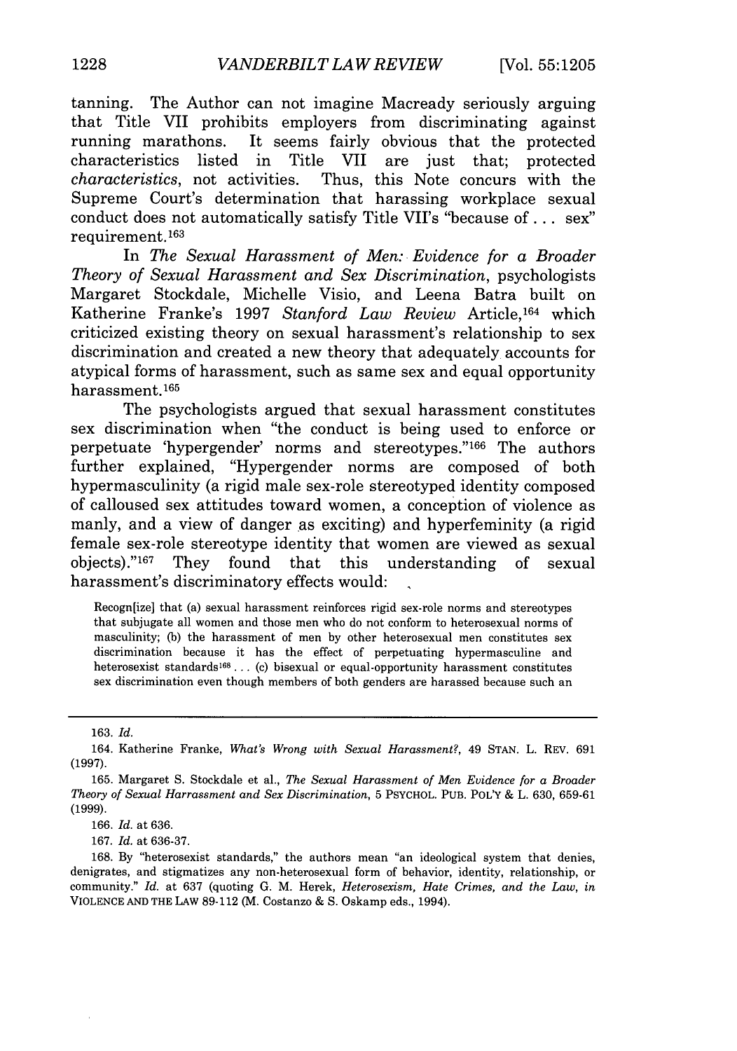tanning. The Author can not imagine Macready seriously arguing that Title VII prohibits employers from discriminating against running marathons. It seems fairly obvious that the protected characteristics listed in Title VII are just that; protected *characteristics*, not activities. Thus, this Note concurs with the Supreme Court's determination that harassing workplace sexual conduct does not automatically satisfy Title VII's "because of . . . sex" requirement.[163]

In *The Sexual Harassment of Men: Evidence for a Broader Theory of Sexual Harassment and Sex Discrimination*, psychologists Margaret Stockdale, Michelle Visio, and Leena Batra built on Katherine Franke's 1997 *Stanford Law Review* Article,[164] which criticized existing theory on sexual harassment's relationship to sex discrimination and created a new theory that adequately accounts for atypical forms of harassment, such as same sex and equal opportunity harassment.[165]

The psychologists argued that sexual harassment constitutes sex discrimination when "the conduct is being used to enforce or perpetuate 'hypergender' norms and stereotypes."[166] The authors further explained, "Hypergender norms are composed of both hypermasculinity (a rigid male sex-role stereotyped identity composed of calloused sex attitudes toward women, a conception of violence as manly, and a view of danger as exciting) and hyperfeminity (a rigid female sex-role stereotype identity that women are viewed as sexual objects)."[167] They found that this understanding of sexual harassment's discriminatory effects would:

> Recogn[ize] that (a) sexual harassment reinforces rigid sex-role norms and stereotypes that subjugate all women and those men who do not conform to heterosexual norms of masculinity; (b) the harassment of men by other heterosexual men constitutes sex discrimination because it has the effect of perpetuating hypermasculine and heterosexist standards[168] . . . (c) bisexual or equal-opportunity harassment constitutes sex discrimination even though members of both genders are harassed because such an

---

163. *Id.*

164. Katherine Franke, *What's Wrong with Sexual Harassment?*, 49 STAN. L. REV. 691 (1997).

165. Margaret S. Stockdale et al., *The Sexual Harassment of Men Evidence for a Broader Theory of Sexual Harrassment and Sex Discrimination*, 5 PSYCHOL. PUB. POL'Y & L. 630, 659-61 (1999).

166. *Id.* at 636.

167. *Id.* at 636-37.

168. By "heterosexist standards," the authors mean "an ideological system that denies, denigrates, and stigmatizes any non-heterosexual form of behavior, identity, relationship, or community." *Id.* at 637 (quoting G. M. Herek, *Heterosexism, Hate Crimes, and the Law*, *in* VIOLENCE AND THE LAW 89-112 (M. Costanzo & S. Oskamp eds., 1994).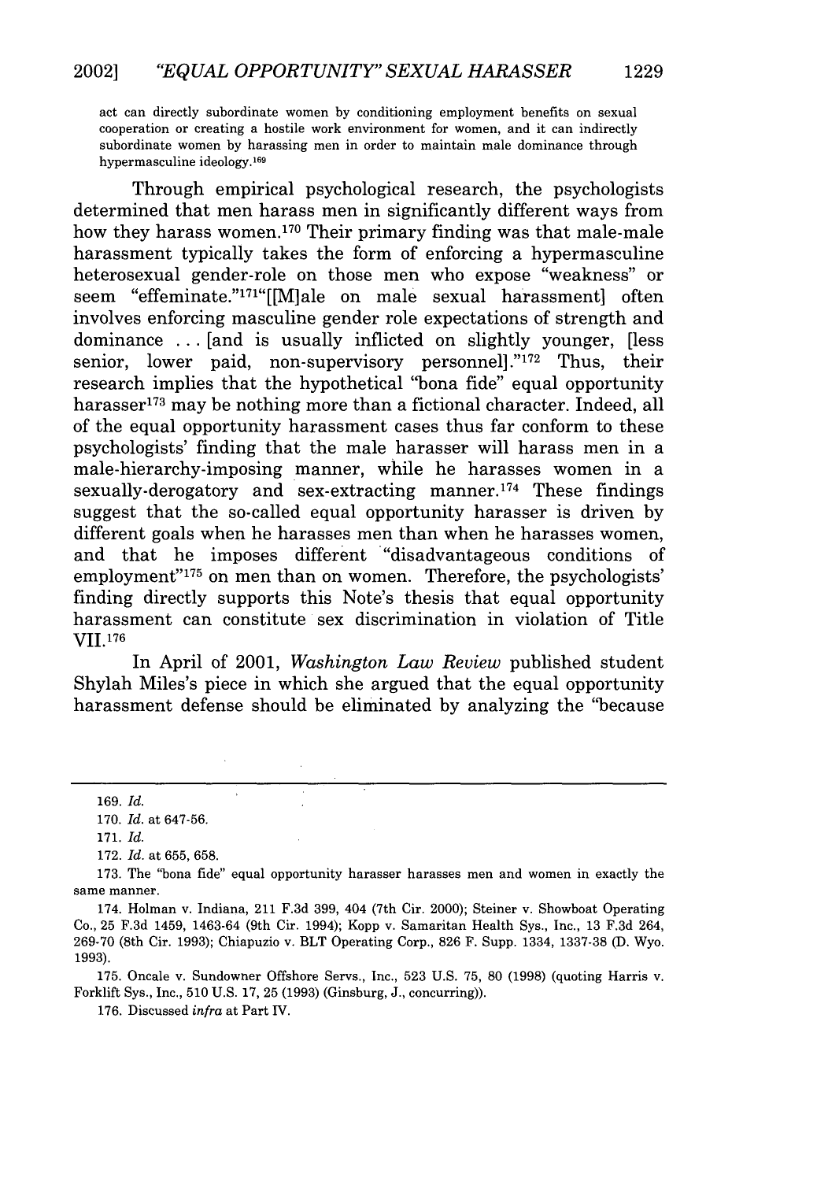act can directly subordinate women by conditioning employment benefits on sexual cooperation or creating a hostile work environment for women, and it can indirectly subordinate women by harassing men in order to maintain male dominance through hypermasculine ideology.[169]

Through empirical psychological research, the psychologists determined that men harass men in significantly different ways from how they harass women.[170] Their primary finding was that male-male harassment typically takes the form of enforcing a hypermasculine heterosexual gender-role on those men who expose "weakness" or seem "effeminate."[171] "[[M]ale on male sexual harassment] often involves enforcing masculine gender role expectations of strength and dominance . . . [and is usually inflicted on slightly younger, [less senior, lower paid, non-supervisory personnel]."[172] Thus, their research implies that the hypothetical "bona fide" equal opportunity harasser[173] may be nothing more than a fictional character. Indeed, all of the equal opportunity harassment cases thus far conform to these psychologists' finding that the male harasser will harass men in a male-hierarchy-imposing manner, while he harasses women in a sexually-derogatory and sex-extracting manner.[174] These findings suggest that the so-called equal opportunity harasser is driven by different goals when he harasses men than when he harasses women, and that he imposes different "disadvantageous conditions of employment"[175] on men than on women. Therefore, the psychologists' finding directly supports this Note's thesis that equal opportunity harassment can constitute sex discrimination in violation of Title VII.[176]

In April of 2001, *Washington Law Review* published student Shylah Miles's piece in which she argued that the equal opportunity harassment defense should be eliminated by analyzing the "because

---

169. *Id.*

170. *Id.* at 647-56.

171. *Id.*

172. *Id.* at 655, 658.

173. The "bona fide" equal opportunity harasser harasses men and women in exactly the same manner.

174. Holman v. Indiana, 211 F.3d 399, 404 (7th Cir. 2000); Steiner v. Showboat Operating Co., 25 F.3d 1459, 1463-64 (9th Cir. 1994); Kopp v. Samaritan Health Sys., Inc., 13 F.3d 264, 269-70 (8th Cir. 1993); Chiapuzio v. BLT Operating Corp., 826 F. Supp. 1334, 1337-38 (D. Wyo. 1993).

175. Oncale v. Sundowner Offshore Servs., Inc., 523 U.S. 75, 80 (1998) (quoting Harris v. Forklift Sys., Inc., 510 U.S. 17, 25 (1993) (Ginsburg, J., concurring)).

176. Discussed *infra* at Part IV.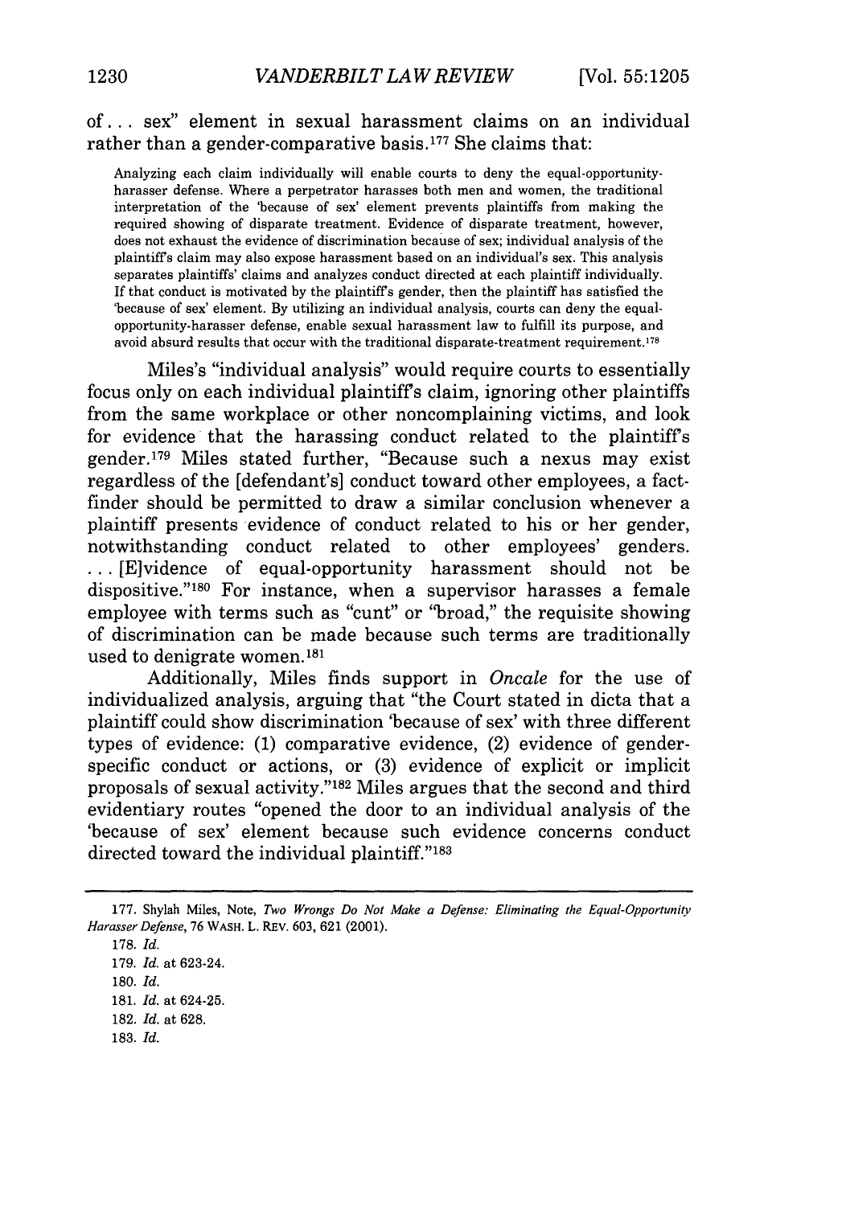of . . . sex" element in sexual harassment claims on an individual rather than a gender-comparative basis.[177] She claims that:

> Analyzing each claim individually will enable courts to deny the equal-opportunity-harasser defense. Where a perpetrator harasses both men and women, the traditional interpretation of the 'because of sex' element prevents plaintiffs from making the required showing of disparate treatment. Evidence of disparate treatment, however, does not exhaust the evidence of discrimination because of sex; individual analysis of the plaintiff's claim may also expose harassment based on an individual's sex. This analysis separates plaintiffs' claims and analyzes conduct directed at each plaintiff individually. If that conduct is motivated by the plaintiff's gender, then the plaintiff has satisfied the 'because of sex' element. By utilizing an individual analysis, courts can deny the equal-opportunity-harasser defense, enable sexual harassment law to fulfill its purpose, and avoid absurd results that occur with the traditional disparate-treatment requirement.[178]

Miles's "individual analysis" would require courts to essentially focus only on each individual plaintiff's claim, ignoring other plaintiffs from the same workplace or other noncomplaining victims, and look for evidence that the harassing conduct related to the plaintiff's gender.[179] Miles stated further, "Because such a nexus may exist regardless of the [defendant's] conduct toward other employees, a fact-finder should be permitted to draw a similar conclusion whenever a plaintiff presents evidence of conduct related to his or her gender, notwithstanding conduct related to other employees' genders. . . . [E]vidence of equal-opportunity harassment should not be dispositive."[180] For instance, when a supervisor harasses a female employee with terms such as "cunt" or "broad," the requisite showing of discrimination can be made because such terms are traditionally used to denigrate women.[181]

Additionally, Miles finds support in *Oncale* for the use of individualized analysis, arguing that "the Court stated in dicta that a plaintiff could show discrimination 'because of sex' with three different types of evidence: (1) comparative evidence, (2) evidence of gender-specific conduct or actions, or (3) evidence of explicit or implicit proposals of sexual activity."[182] Miles argues that the second and third evidentiary routes "opened the door to an individual analysis of the 'because of sex' element because such evidence concerns conduct directed toward the individual plaintiff."[183]

---

177. Shylah Miles, Note, *Two Wrongs Do Not Make a Defense: Eliminating the Equal-Opportunity Harasser Defense*, 76 WASH. L. REV. 603, 621 (2001).

178. *Id.*

179. *Id.* at 623-24.

180. *Id.*

181. *Id.* at 624-25.

182. *Id.* at 628.

183. *Id.*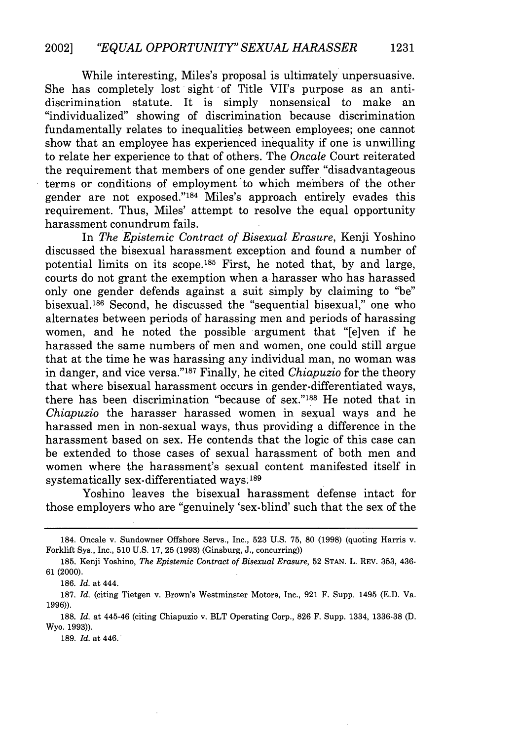While interesting, Miles's proposal is ultimately unpersuasive. She has completely lost sight of Title VII's purpose as an anti-discrimination statute. It is simply nonsensical to make an "individualized" showing of discrimination because discrimination fundamentally relates to inequalities between employees; one cannot show that an employee has experienced inequality if one is unwilling to relate her experience to that of others. The *Oncale* Court reiterated the requirement that members of one gender suffer "disadvantageous terms or conditions of employment to which members of the other gender are not exposed."[184] Miles's approach entirely evades this requirement. Thus, Miles' attempt to resolve the equal opportunity harassment conundrum fails.

In *The Epistemic Contract of Bisexual Erasure*, Kenji Yoshino discussed the bisexual harassment exception and found a number of potential limits on its scope.[185] First, he noted that, by and large, courts do not grant the exemption when a harasser who has harassed only one gender defends against a suit simply by claiming to "be" bisexual.[186] Second, he discussed the "sequential bisexual," one who alternates between periods of harassing men and periods of harassing women, and he noted the possible argument that "[e]ven if he harassed the same numbers of men and women, one could still argue that at the time he was harassing any individual man, no woman was in danger, and vice versa."[187] Finally, he cited *Chiapuzio* for the theory that where bisexual harassment occurs in gender-differentiated ways, there has been discrimination "because of sex."[188] He noted that in *Chiapuzio* the harasser harassed women in sexual ways and he harassed men in non-sexual ways, thus providing a difference in the harassment based on sex. He contends that the logic of this case can be extended to those cases of sexual harassment of both men and women where the harassment's sexual content manifested itself in systematically sex-differentiated ways.[189]

Yoshino leaves the bisexual harassment defense intact for those employers who are "genuinely 'sex-blind' such that the sex of the

---

184. Oncale v. Sundowner Offshore Servs., Inc., 523 U.S. 75, 80 (1998) (quoting Harris v. Forklift Sys., Inc., 510 U.S. 17, 25 (1993) (Ginsburg, J., concurring))

185. Kenji Yoshino, *The Epistemic Contract of Bisexual Erasure*, 52 STAN. L. REV. 353, 436-61 (2000).

186. *Id.* at 444.

187. *Id.* (citing Tietgen v. Brown's Westminster Motors, Inc., 921 F. Supp. 1495 (E.D. Va. 1996)).

188. *Id.* at 445-46 (citing Chiapuzio v. BLT Operating Corp., 826 F. Supp. 1334, 1336-38 (D. Wyo. 1993)).

189. *Id.* at 446.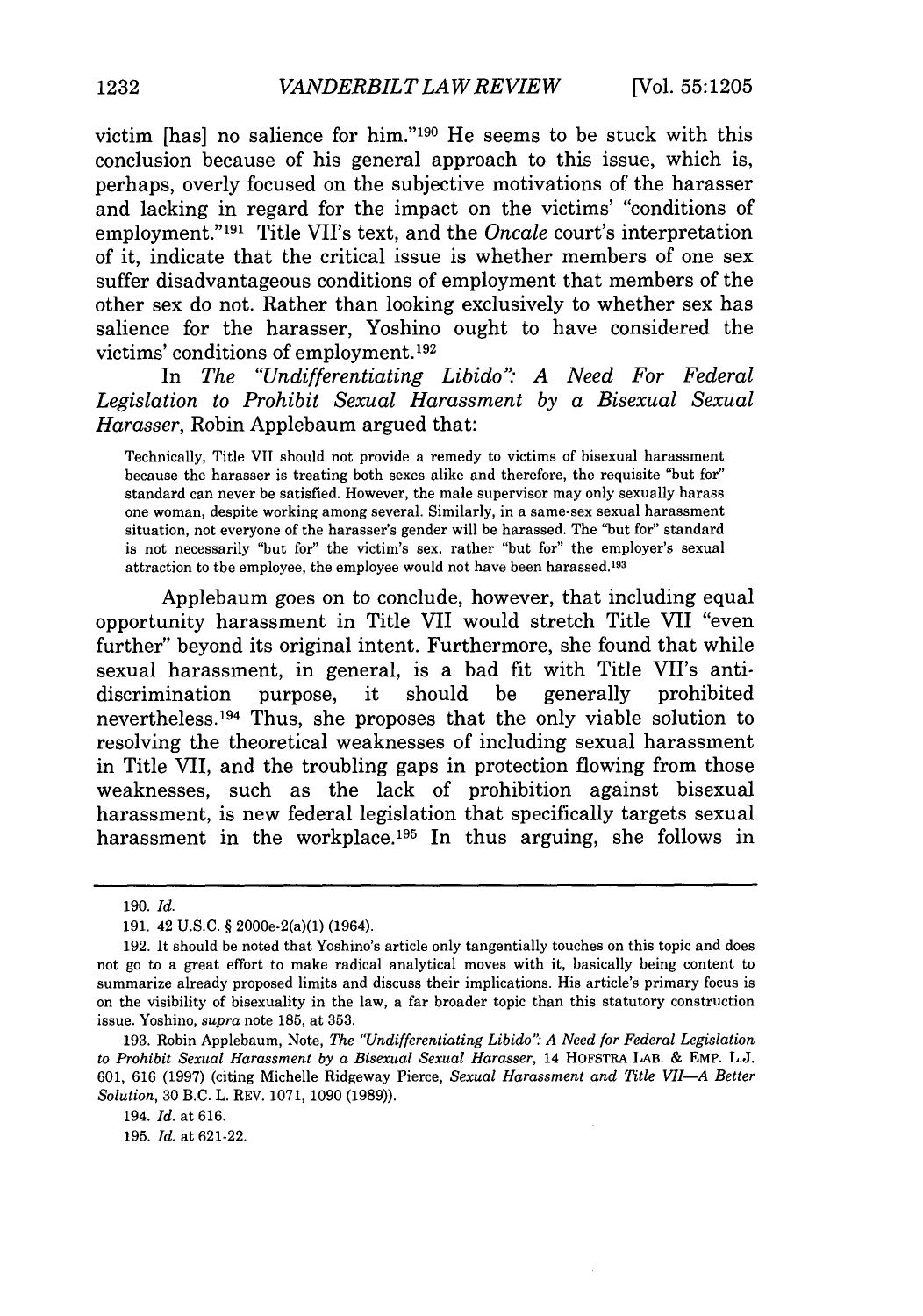victim [has] no salience for him."[190] He seems to be stuck with this conclusion because of his general approach to this issue, which is, perhaps, overly focused on the subjective motivations of the harasser and lacking in regard for the impact on the victims' "conditions of employment."[191] Title VII's text, and the *Oncale* court's interpretation of it, indicate that the critical issue is whether members of one sex suffer disadvantageous conditions of employment that members of the other sex do not. Rather than looking exclusively to whether sex has salience for the harasser, Yoshino ought to have considered the victims' conditions of employment.[192]

In *The "Undifferentiating Libido": A Need For Federal Legislation to Prohibit Sexual Harassment by a Bisexual Sexual Harasser*, Robin Applebaum argued that:

> Technically, Title VII should not provide a remedy to victims of bisexual harassment because the harasser is treating both sexes alike and therefore, the requisite "but for" standard can never be satisfied. However, the male supervisor may only sexually harass one woman, despite working among several. Similarly, in a same-sex sexual harassment situation, not everyone of the harasser's gender will be harassed. The "but for" standard is not necessarily "but for" the victim's sex, rather "but for" the employer's sexual attraction to tbe employee, the employee would not have been harassed.[193]

Applebaum goes on to conclude, however, that including equal opportunity harassment in Title VII would stretch Title VII "even further" beyond its original intent. Furthermore, she found that while sexual harassment, in general, is a bad fit with Title VII's anti-discrimination purpose, it should be generally prohibited nevertheless.[194] Thus, she proposes that the only viable solution to resolving the theoretical weaknesses of including sexual harassment in Title VII, and the troubling gaps in protection flowing from those weaknesses, such as the lack of prohibition against bisexual harassment, is new federal legislation that specifically targets sexual harassment in the workplace.[195] In thus arguing, she follows in

---

190. *Id.*

191. 42 U.S.C. § 2000e-2(a)(1) (1964).

192. It should be noted that Yoshino's article only tangentially touches on this topic and does not go to a great effort to make radical analytical moves with it, basically being content to summarize already proposed limits and discuss their implications. His article's primary focus is on the visibility of bisexuality in the law, a far broader topic than this statutory construction issue. Yoshino, *supra* note 185, at 353.

193. Robin Applebaum, Note, *The "Undifferentiating Libido": A Need for Federal Legislation to Prohibit Sexual Harassment by a Bisexual Sexual Harasser*, 14 HOFSTRA LAB. & EMP. L.J. 601, 616 (1997) (citing Michelle Ridgeway Pierce, *Sexual Harassment and Title VII—A Better Solution*, 30 B.C. L. REV. 1071, 1090 (1989)).

194. *Id.* at 616.

195. *Id.* at 621-22.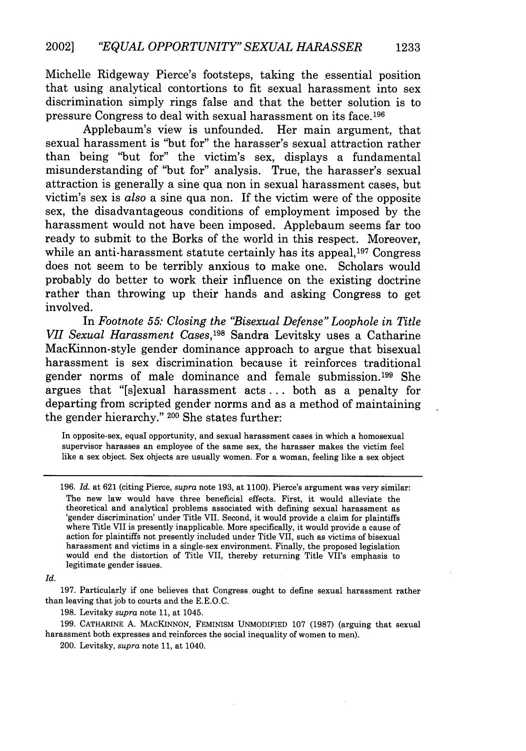Michelle Ridgeway Pierce's footsteps, taking the essential position that using analytical contortions to fit sexual harassment into sex discrimination simply rings false and that the better solution is to pressure Congress to deal with sexual harassment on its face.[196]

Applebaum's view is unfounded. Her main argument, that sexual harassment is "but for" the harasser's sexual attraction rather than being "but for" the victim's sex, displays a fundamental misunderstanding of "but for" analysis. True, the harasser's sexual attraction is generally a sine qua non in sexual harassment cases, but victim's sex is *also* a sine qua non. If the victim were of the opposite sex, the disadvantageous conditions of employment imposed by the harassment would not have been imposed. Applebaum seems far too ready to submit to the Borks of the world in this respect. Moreover, while an anti-harassment statute certainly has its appeal,[197] Congress does not seem to be terribly anxious to make one. Scholars would probably do better to work their influence on the existing doctrine rather than throwing up their hands and asking Congress to get involved.

In *Footnote 55: Closing the "Bisexual Defense" Loophole in Title VII Sexual Harassment Cases*,[198] Sandra Levitsky uses a Catharine MacKinnon-style gender dominance approach to argue that bisexual harassment is sex discrimination because it reinforces traditional gender norms of male dominance and female submission.[199] She argues that "[s]exual harassment acts . . . both as a penalty for departing from scripted gender norms and as a method of maintaining the gender hierarchy." [200] She states further:

> In opposite-sex, equal opportunity, and sexual harassment cases in which a homosexual supervisor harasses an employee of the same sex, the harasser makes the victim feel like a sex object. Sex objects are usually women. For a woman, feeling like a sex object

---

196. *Id.* at 621 (citing Pierce, *supra* note 193, at 1100). Pierce's argument was very similar:

> The new law would have three beneficial effects. First, it would alleviate the theoretical and analytical problems associated with defining sexual harassment as 'gender discrimination' under Title VII. Second, it would provide a claim for plaintiffs where Title VII is presently inapplicable. More specifically, it would provide a cause of action for plaintiffs not presently included under Title VII, such as victims of bisexual harassment and victims in a single-sex environment. Finally, the proposed legislation would end the distortion of Title VII, thereby returning Title VII's emphasis to legitimate gender issues.

*Id.*

197. Particularly if one believes that Congress ought to define sexual harassment rather than leaving that job to courts and the E.E.O.C.

198. Levitsky *supra* note 11, at 1045.

199. CATHARINE A. MACKINNON, FEMINISM UNMODIFIED 107 (1987) (arguing that sexual harassment both expresses and reinforces the social inequality of women to men).

200. Levitsky, *supra* note 11, at 1040.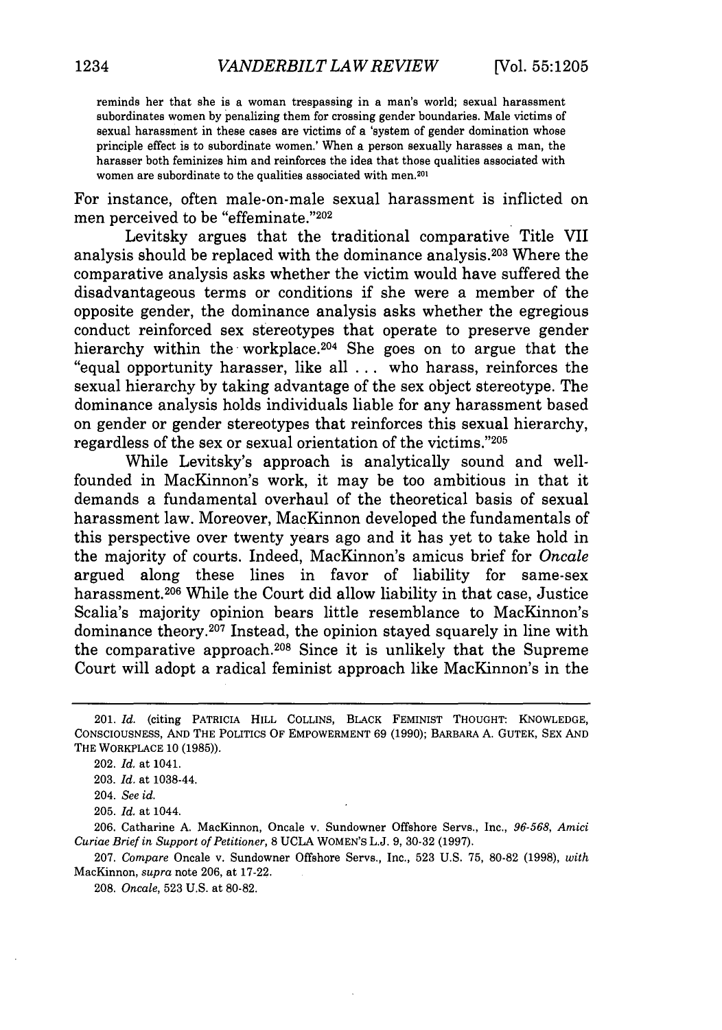reminds her that she is a woman trespassing in a man's world; sexual harassment subordinates women by penalizing them for crossing gender boundaries. Male victims of sexual harassment in these cases are victims of a 'system of gender domination whose principle effect is to subordinate women.' When a person sexually harasses a man, the harasser both feminizes him and reinforces the idea that those qualities associated with women are subordinate to the qualities associated with men.[201]

For instance, often male-on-male sexual harassment is inflicted on men perceived to be "effeminate."[202]

Levitsky argues that the traditional comparative Title VII analysis should be replaced with the dominance analysis.[203] Where the comparative analysis asks whether the victim would have suffered the disadvantageous terms or conditions if she were a member of the opposite gender, the dominance analysis asks whether the egregious conduct reinforced sex stereotypes that operate to preserve gender hierarchy within the workplace.[204] She goes on to argue that the "equal opportunity harasser, like all . . . who harass, reinforces the sexual hierarchy by taking advantage of the sex object stereotype. The dominance analysis holds individuals liable for any harassment based on gender or gender stereotypes that reinforces this sexual hierarchy, regardless of the sex or sexual orientation of the victims."[205]

While Levitsky's approach is analytically sound and well-founded in MacKinnon's work, it may be too ambitious in that it demands a fundamental overhaul of the theoretical basis of sexual harassment law. Moreover, MacKinnon developed the fundamentals of this perspective over twenty years ago and it has yet to take hold in the majority of courts. Indeed, MacKinnon's amicus brief for *Oncale* argued along these lines in favor of liability for same-sex harassment.[206] While the Court did allow liability in that case, Justice Scalia's majority opinion bears little resemblance to MacKinnon's dominance theory.[207] Instead, the opinion stayed squarely in line with the comparative approach.[208] Since it is unlikely that the Supreme Court will adopt a radical feminist approach like MacKinnon's in the

---

201. *Id.* (citing PATRICIA HILL COLLINS, BLACK FEMINIST THOUGHT: KNOWLEDGE, CONSCIOUSNESS, AND THE POLITICS OF EMPOWERMENT 69 (1990); BARBARA A. GUTEK, SEX AND THE WORKPLACE 10 (1985)).

202. *Id.* at 1041.

203. *Id.* at 1038-44.

204. *See id.*

205. *Id.* at 1044.

206. Catharine A. MacKinnon, Oncale v. Sundowner Offshore Servs., Inc., *96-568*, *Amici Curiae Brief in Support of Petitioner*, 8 UCLA WOMEN'S L.J. 9, 30-32 (1997).

207. *Compare* Oncale v. Sundowner Offshore Servs., Inc., 523 U.S. 75, 80-82 (1998), *with* MacKinnon, *supra* note 206, at 17-22.

208. *Oncale*, 523 U.S. at 80-82.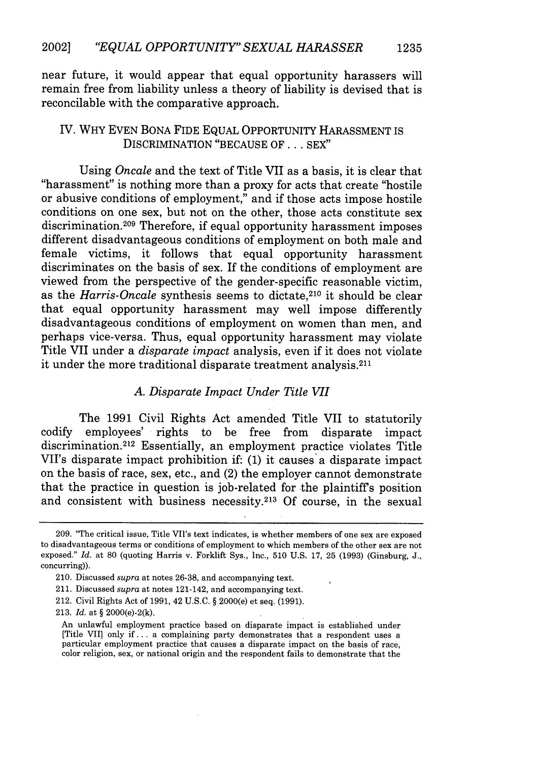near future, it would appear that equal opportunity harassers will remain free from liability unless a theory of liability is devised that is reconcilable with the comparative approach.

## IV. WHY EVEN BONA FIDE EQUAL OPPORTUNITY HARASSMENT IS DISCRIMINATION "BECAUSE OF . . . SEX"

Using *Oncale* and the text of Title VII as a basis, it is clear that "harassment" is nothing more than a proxy for acts that create "hostile or abusive conditions of employment," and if those acts impose hostile conditions on one sex, but not on the other, those acts constitute sex discrimination.[209] Therefore, if equal opportunity harassment imposes different disadvantageous conditions of employment on both male and female victims, it follows that equal opportunity harassment discriminates on the basis of sex. If the conditions of employment are viewed from the perspective of the gender-specific reasonable victim, as the *Harris-Oncale* synthesis seems to dictate,[210] it should be clear that equal opportunity harassment may well impose differently disadvantageous conditions of employment on women than men, and perhaps vice-versa. Thus, equal opportunity harassment may violate Title VII under a *disparate impact* analysis, even if it does not violate it under the more traditional disparate treatment analysis.[211]

### *A. Disparate Impact Under Title VII*

The 1991 Civil Rights Act amended Title VII to statutorily codify employees' rights to be free from disparate impact discrimination.[212] Essentially, an employment practice violates Title VII's disparate impact prohibition if: (1) it causes a disparate impact on the basis of race, sex, etc., and (2) the employer cannot demonstrate that the practice in question is job-related for the plaintiff's position and consistent with business necessity.[213] Of course, in the sexual

---

209. "The critical issue, Title VII's text indicates, is whether members of one sex are exposed to disadvantageous terms or conditions of employment to which members of the other sex are not exposed." *Id.* at 80 (quoting Harris v. Forklift Sys., Inc., 510 U.S. 17, 25 (1993) (Ginsburg, J., concurring)).

210. Discussed *supra* at notes 26-38, and accompanying text.

211. Discussed *supra* at notes 121-142, and accompanying text.

212. Civil Rights Act of 1991, 42 U.S.C. § 2000(e) et seq. (1991).

213. *Id.* at § 2000(e)-2(k).

> An unlawful employment practice based on disparate impact is established under [Title VII] only if . . . a complaining party demonstrates that a respondent uses a particular employment practice that causes a disparate impact on the basis of race, color religion, sex, or national origin and the respondent fails to demonstrate that the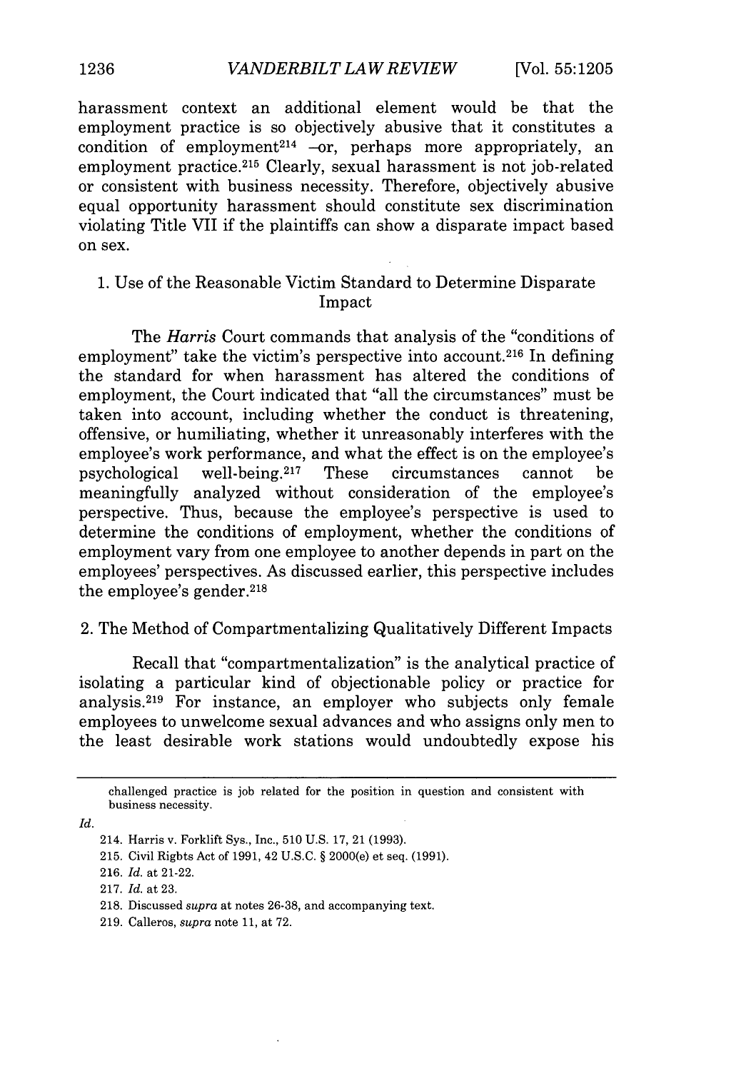harassment context an additional element would be that the employment practice is so objectively abusive that it constitutes a condition of employment[214] –or, perhaps more appropriately, an employment practice.[215] Clearly, sexual harassment is not job-related or consistent with business necessity. Therefore, objectively abusive equal opportunity harassment should constitute sex discrimination violating Title VII if the plaintiffs can show a disparate impact based on sex.

### 1. Use of the Reasonable Victim Standard to Determine Disparate Impact

The *Harris* Court commands that analysis of the "conditions of employment" take the victim's perspective into account.[216] In defining the standard for when harassment has altered the conditions of employment, the Court indicated that "all the circumstances" must be taken into account, including whether the conduct is threatening, offensive, or humiliating, whether it unreasonably interferes with the employee's work performance, and what the effect is on the employee's psychological well-being.[217] These circumstances cannot be meaningfully analyzed without consideration of the employee's perspective. Thus, because the employee's perspective is used to determine the conditions of employment, whether the conditions of employment vary from one employee to another depends in part on the employees' perspectives. As discussed earlier, this perspective includes the employee's gender.[218]

### 2. The Method of Compartmentalizing Qualitatively Different Impacts

Recall that "compartmentalization" is the analytical practice of isolating a particular kind of objectionable policy or practice for analysis.[219] For instance, an employer who subjects only female employees to unwelcome sexual advances and who assigns only men to the least desirable work stations would undoubtedly expose his

---

challenged practice is job related for the position in question and consistent with business necessity.

*Id.*

214. Harris v. Forklift Sys., Inc., 510 U.S. 17, 21 (1993).

215. Civil Rigbts Act of 1991, 42 U.S.C. § 2000(e) et seq. (1991).

216. *Id.* at 21-22.

217. *Id.* at 23.

218. Discussed *supra* at notes 26-38, and accompanying text.

219. Calleros, *supra* note 11, at 72.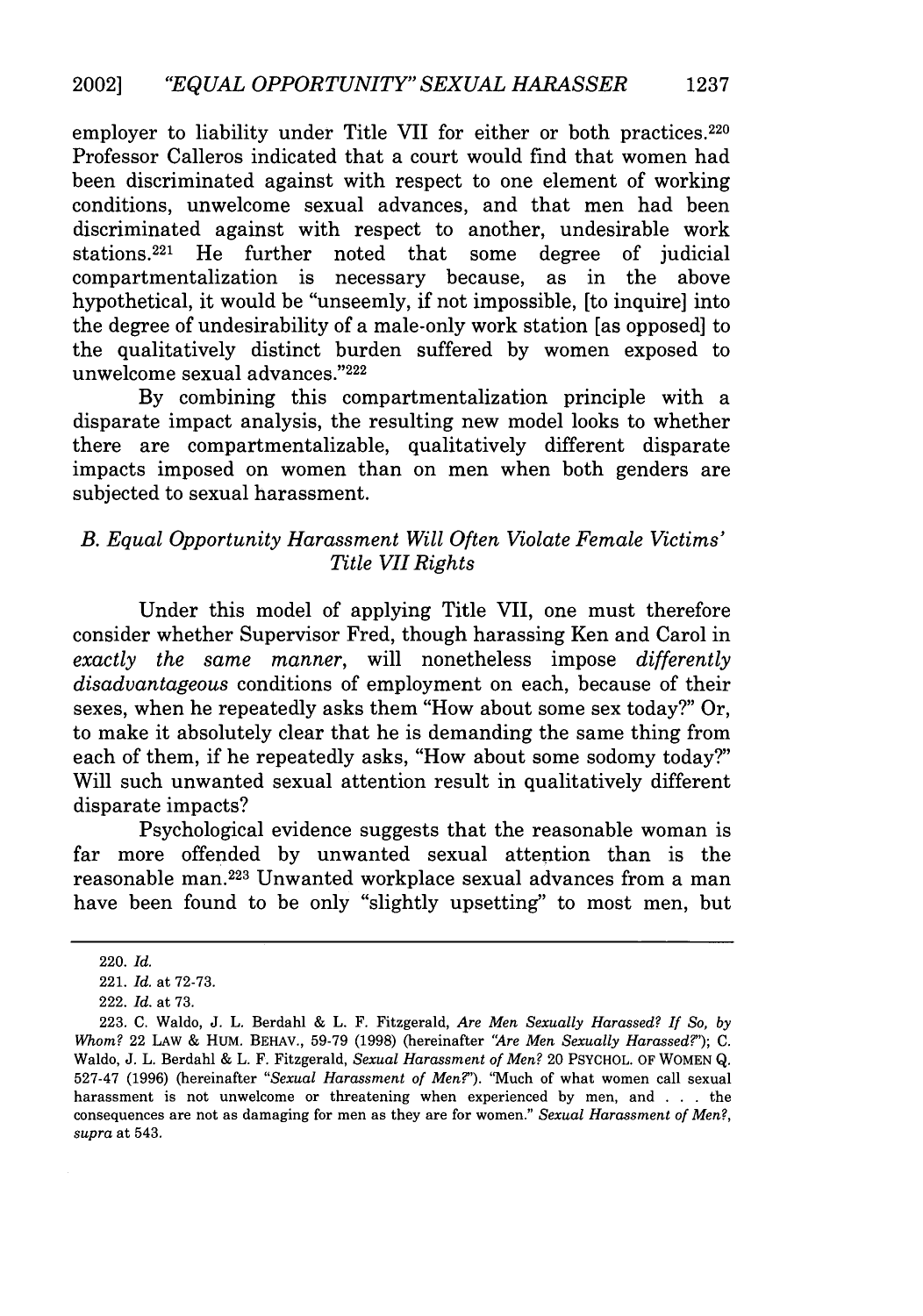employer to liability under Title VII for either or both practices.[220] Professor Calleros indicated that a court would find that women had been discriminated against with respect to one element of working conditions, unwelcome sexual advances, and that men had been discriminated against with respect to another, undesirable work stations.[221] He further noted that some degree of judicial compartmentalization is necessary because, as in the above hypothetical, it would be "unseemly, if not impossible, [to inquire] into the degree of undesirability of a male-only work station [as opposed] to the qualitatively distinct burden suffered by women exposed to unwelcome sexual advances."[222]

By combining this compartmentalization principle with a disparate impact analysis, the resulting new model looks to whether there are compartmentalizable, qualitatively different disparate impacts imposed on women than on men when both genders are subjected to sexual harassment.

## *B. Equal Opportunity Harassment Will Often Violate Female Victims' Title VII Rights*

Under this model of applying Title VII, one must therefore consider whether Supervisor Fred, though harassing Ken and Carol in *exactly the same manner*, will nonetheless impose *differently disadvantageous* conditions of employment on each, because of their sexes, when he repeatedly asks them "How about some sex today?" Or, to make it absolutely clear that he is demanding the same thing from each of them, if he repeatedly asks, "How about some sodomy today?" Will such unwanted sexual attention result in qualitatively different disparate impacts?

Psychological evidence suggests that the reasonable woman is far more offended by unwanted sexual attention than is the reasonable man.[223] Unwanted workplace sexual advances from a man have been found to be only "slightly upsetting" to most men, but

---

220. *Id.*

221. *Id.* at 72-73.

222. *Id.* at 73.

223. C. Waldo, J. L. Berdahl & L. F. Fitzgerald, *Are Men Sexually Harassed? If So, by Whom?* 22 LAW & HUM. BEHAV., 59-79 (1998) (hereinafter *"Are Men Sexually Harassed?"*); C. Waldo, J. L. Berdahl & L. F. Fitzgerald, *Sexual Harassment of Men?* 20 PSYCHOL. OF WOMEN Q. 527-47 (1996) (hereinafter *"Sexual Harassment of Men?"*). "Much of what women call sexual harassment is not unwelcome or threatening when experienced by men, and . . . the consequences are not as damaging for men as they are for women." *Sexual Harassment of Men?*, *supra* at 543.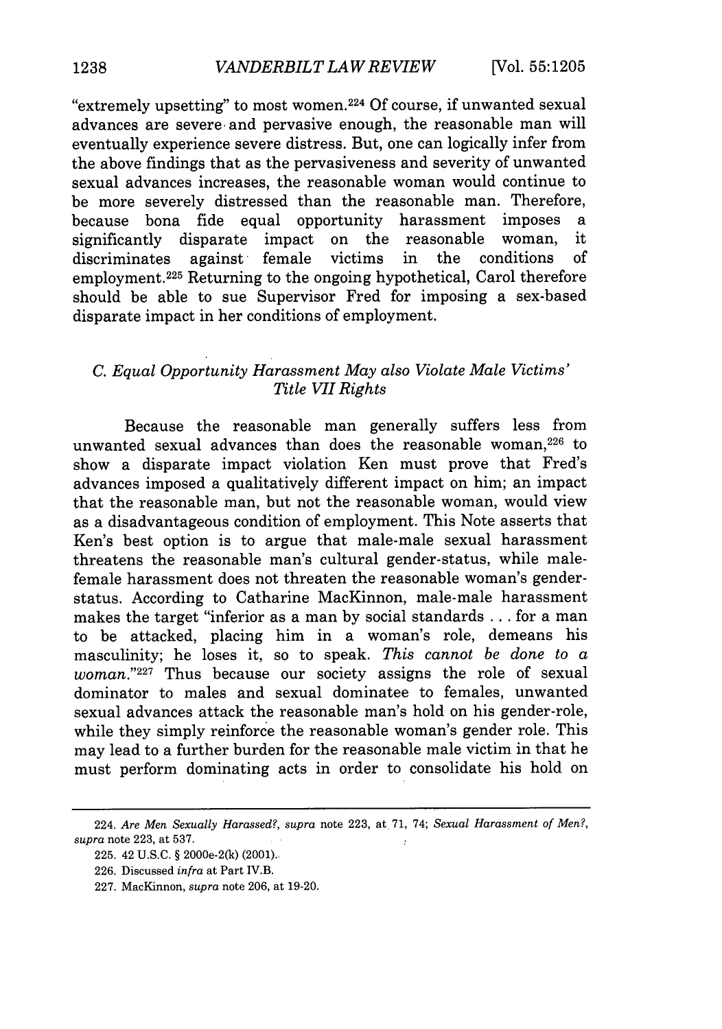"extremely upsetting" to most women.[224] Of course, if unwanted sexual advances are severe and pervasive enough, the reasonable man will eventually experience severe distress. But, one can logically infer from the above findings that as the pervasiveness and severity of unwanted sexual advances increases, the reasonable woman would continue to be more severely distressed than the reasonable man. Therefore, because bona fide equal opportunity harassment imposes a significantly disparate impact on the reasonable woman, it discriminates against female victims in the conditions of employment.[225] Returning to the ongoing hypothetical, Carol therefore should be able to sue Supervisor Fred for imposing a sex-based disparate impact in her conditions of employment.

### *C. Equal Opportunity Harassment May also Violate Male Victims' Title VII Rights*

Because the reasonable man generally suffers less from unwanted sexual advances than does the reasonable woman,[226] to show a disparate impact violation Ken must prove that Fred's advances imposed a qualitatively different impact on him; an impact that the reasonable man, but not the reasonable woman, would view as a disadvantageous condition of employment. This Note asserts that Ken's best option is to argue that male-male sexual harassment threatens the reasonable man's cultural gender-status, while male-female harassment does not threaten the reasonable woman's gender-status. According to Catharine MacKinnon, male-male harassment makes the target "inferior as a man by social standards . . . for a man to be attacked, placing him in a woman's role, demeans his masculinity; he loses it, so to speak. *This cannot be done to a woman.*"[227] Thus because our society assigns the role of sexual dominator to males and sexual dominatee to females, unwanted sexual advances attack the reasonable man's hold on his gender-role, while they simply reinforce the reasonable woman's gender role. This may lead to a further burden for the reasonable male victim in that he must perform dominating acts in order to consolidate his hold on

---

224. *Are Men Sexually Harassed?*, *supra* note 223, at 71, 74; *Sexual Harassment of Men?*, *supra* note 223, at 537.

225. 42 U.S.C. § 2000e-2(k) (2001).

226. Discussed *infra* at Part IV.B.

227. MacKinnon, *supra* note 206, at 19-20.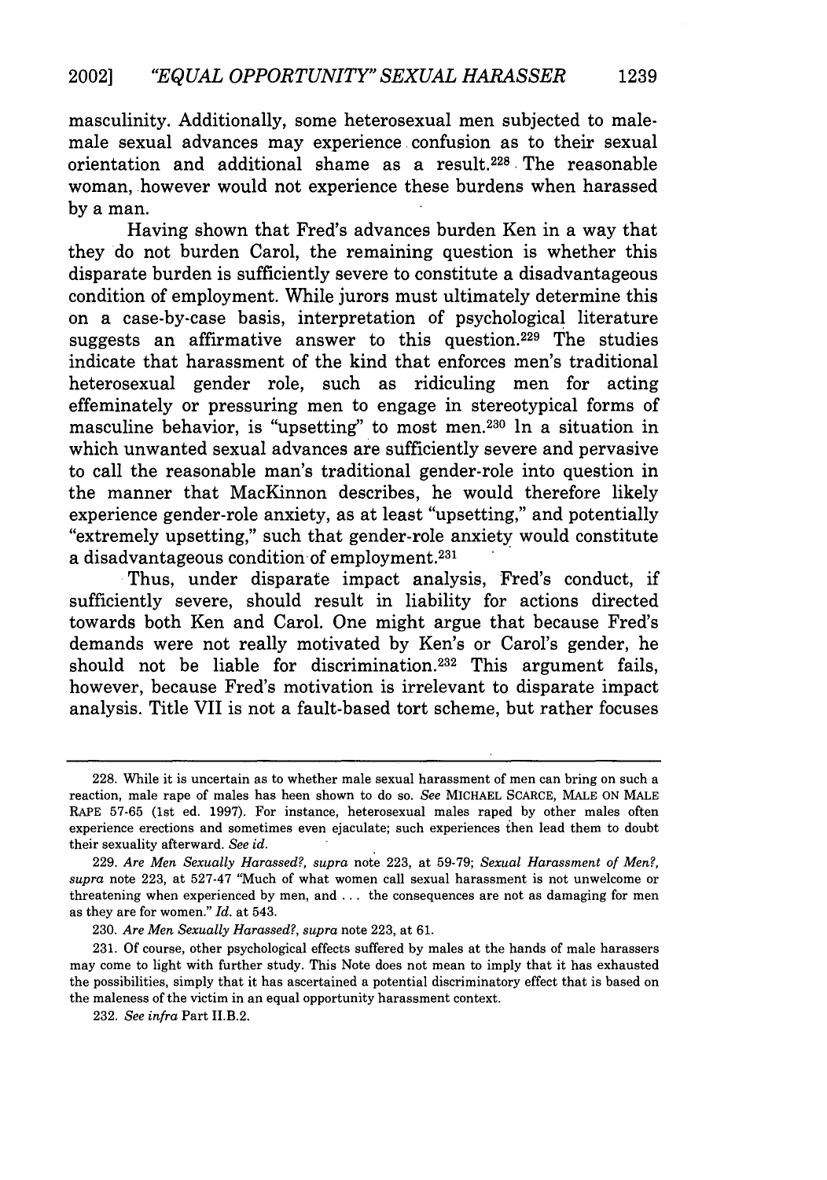masculinity. Additionally, some heterosexual men subjected to male-male sexual advances may experience confusion as to their sexual orientation and additional shame as a result.[228] The reasonable woman, however would not experience these burdens when harassed by a man.

Having shown that Fred's advances burden Ken in a way that they do not burden Carol, the remaining question is whether this disparate burden is sufficiently severe to constitute a disadvantageous condition of employment. While jurors must ultimately determine this on a case-by-case basis, interpretation of psychological literature suggests an affirmative answer to this question.[229] The studies indicate that harassment of the kind that enforces men's traditional heterosexual gender role, such as ridiculing men for acting effeminately or pressuring men to engage in stereotypical forms of masculine behavior, is "upsetting" to most men.[230] In a situation in which unwanted sexual advances are sufficiently severe and pervasive to call the reasonable man's traditional gender-role into question in the manner that MacKinnon describes, he would therefore likely experience gender-role anxiety, as at least "upsetting," and potentially "extremely upsetting," such that gender-role anxiety would constitute a disadvantageous condition of employment.[231]

Thus, under disparate impact analysis, Fred's conduct, if sufficiently severe, should result in liability for actions directed towards both Ken and Carol. One might argue that because Fred's demands were not really motivated by Ken's or Carol's gender, he should not be liable for discrimination.[232] This argument fails, however, because Fred's motivation is irrelevant to disparate impact analysis. Title VII is not a fault-based tort scheme, but rather focuses

---

228. While it is uncertain as to whether male sexual harassment of men can bring on such a reaction, male rape of males has been shown to do so. *See* MICHAEL SCARCE, MALE ON MALE RAPE 57-65 (1st ed. 1997). For instance, heterosexual males raped by other males often experience erections and sometimes even ejaculate; such experiences then lead them to doubt their sexuality afterward. *See id.*

229. *Are Men Sexually Harassed?*, *supra* note 223, at 59-79; *Sexual Harassment of Men?*, *supra* note 223, at 527-47 "Much of what women call sexual harassment is not unwelcome or threatening when experienced by men, and . . . the consequences are not as damaging for men as they are for women." *Id.* at 543.

230. *Are Men Sexually Harassed?*, *supra* note 223, at 61.

231. Of course, other psychological effects suffered by males at the hands of male harassers may come to light with further study. This Note does not mean to imply that it has exhausted the possibilities, simply that it has ascertained a potential discriminatory effect that is based on the maleness of the victim in an equal opportunity harassment context.

232. *See infra* Part II.B.2.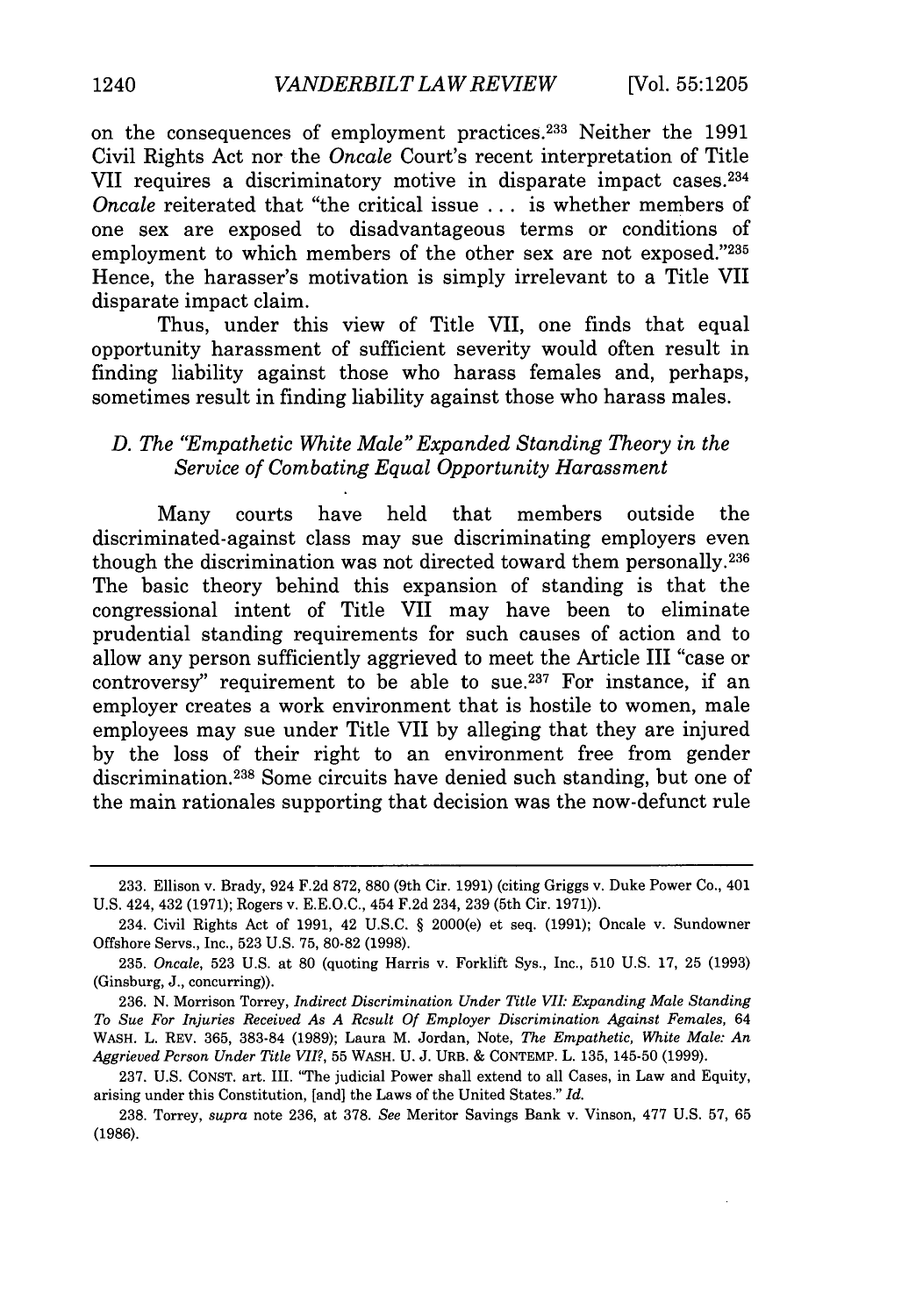on the consequences of employment practices.[233] Neither the 1991 Civil Rights Act nor the *Oncale* Court's recent interpretation of Title VII requires a discriminatory motive in disparate impact cases.[234] *Oncale* reiterated that "the critical issue . . . is whether members of one sex are exposed to disadvantageous terms or conditions of employment to which members of the other sex are not exposed."[235] Hence, the harasser's motivation is simply irrelevant to a Title VII disparate impact claim.

Thus, under this view of Title VII, one finds that equal opportunity harassment of sufficient severity would often result in finding liability against those who harass females and, perhaps, sometimes result in finding liability against those who harass males.

### *D. The "Empathetic White Male" Expanded Standing Theory in the Service of Combating Equal Opportunity Harassment*

Many courts have held that members outside the discriminated-against class may sue discriminating employers even though the discrimination was not directed toward them personally.[236] The basic theory behind this expansion of standing is that the congressional intent of Title VII may have been to eliminate prudential standing requirements for such causes of action and to allow any person sufficiently aggrieved to meet the Article III "case or controversy" requirement to be able to sue.[237] For instance, if an employer creates a work environment that is hostile to women, male employees may sue under Title VII by alleging that they are injured by the loss of their right to an environment free from gender discrimination.[238] Some circuits have denied such standing, but one of the main rationales supporting that decision was the now-defunct rule

---

233. Ellison v. Brady, 924 F.2d 872, 880 (9th Cir. 1991) (citing Griggs v. Duke Power Co., 401 U.S. 424, 432 (1971); Rogers v. E.E.O.C., 454 F.2d 234, 239 (5th Cir. 1971)).

234. Civil Rights Act of 1991, 42 U.S.C. § 2000(e) et seq. (1991); Oncale v. Sundowner Offshore Servs., Inc., 523 U.S. 75, 80-82 (1998).

235. *Oncale*, 523 U.S. at 80 (quoting Harris v. Forklift Sys., Inc., 510 U.S. 17, 25 (1993) (Ginsburg, J., concurring)).

236. N. Morrison Torrey, *Indirect Discrimination Under Title VII: Expanding Male Standing To Sue For Injuries Received As A Result Of Employer Discrimination Against Females*, 64 WASH. L. REV. 365, 383-84 (1989); Laura M. Jordan, Note, *The Empathetic, White Male: An Aggrieved Person Under Title VII?*, 55 WASH. U. J. URB. & CONTEMP. L. 135, 145-50 (1999).

237. U.S. CONST. art. III. "The judicial Power shall extend to all Cases, in Law and Equity, arising under this Constitution, [and] the Laws of the United States." *Id.*

238. Torrey, *supra* note 236, at 378. *See* Meritor Savings Bank v. Vinson, 477 U.S. 57, 65 (1986).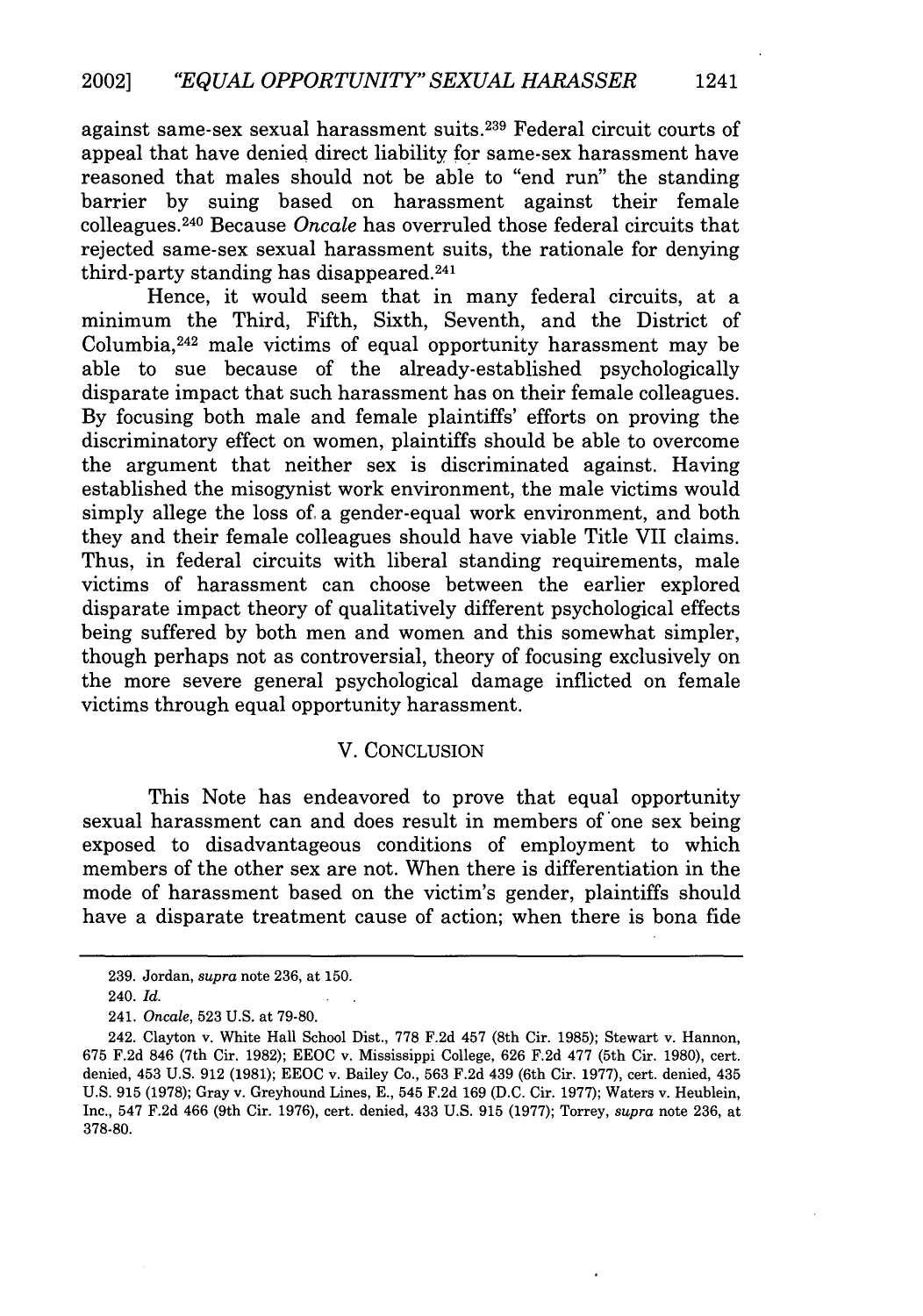against same-sex sexual harassment suits.[239] Federal circuit courts of appeal that have denied direct liability for same-sex harassment have reasoned that males should not be able to "end run" the standing barrier by suing based on harassment against their female colleagues.[240] Because *Oncale* has overruled those federal circuits that rejected same-sex sexual harassment suits, the rationale for denying third-party standing has disappeared.[241]

Hence, it would seem that in many federal circuits, at a minimum the Third, Fifth, Sixth, Seventh, and the District of Columbia,[242] male victims of equal opportunity harassment may be able to sue because of the already-established psychologically disparate impact that such harassment has on their female colleagues. By focusing both male and female plaintiffs' efforts on proving the discriminatory effect on women, plaintiffs should be able to overcome the argument that neither sex is discriminated against. Having established the misogynist work environment, the male victims would simply allege the loss of a gender-equal work environment, and both they and their female colleagues should have viable Title VII claims. Thus, in federal circuits with liberal standing requirements, male victims of harassment can choose between the earlier explored disparate impact theory of qualitatively different psychological effects being suffered by both men and women and this somewhat simpler, though perhaps not as controversial, theory of focusing exclusively on the more severe general psychological damage inflicted on female victims through equal opportunity harassment.

## V. CONCLUSION

This Note has endeavored to prove that equal opportunity sexual harassment can and does result in members of one sex being exposed to disadvantageous conditions of employment to which members of the other sex are not. When there is differentiation in the mode of harassment based on the victim's gender, plaintiffs should have a disparate treatment cause of action; when there is bona fide

---

239. Jordan, *supra* note 236, at 150.

240. *Id.*

241. *Oncale*, 523 U.S. at 79-80.

242. Clayton v. White Hall School Dist., 778 F.2d 457 (8th Cir. 1985); Stewart v. Hannon, 675 F.2d 846 (7th Cir. 1982); EEOC v. Mississippi College, 626 F.2d 477 (5th Cir. 1980), cert. denied, 453 U.S. 912 (1981); EEOC v. Bailey Co., 563 F.2d 439 (6th Cir. 1977), cert. denied, 435 U.S. 915 (1978); Gray v. Greyhound Lines, E., 545 F.2d 169 (D.C. Cir. 1977); Waters v. Heublein, Inc., 547 F.2d 466 (9th Cir. 1976), cert. denied, 433 U.S. 915 (1977); Torrey, *supra* note 236, at 378-80.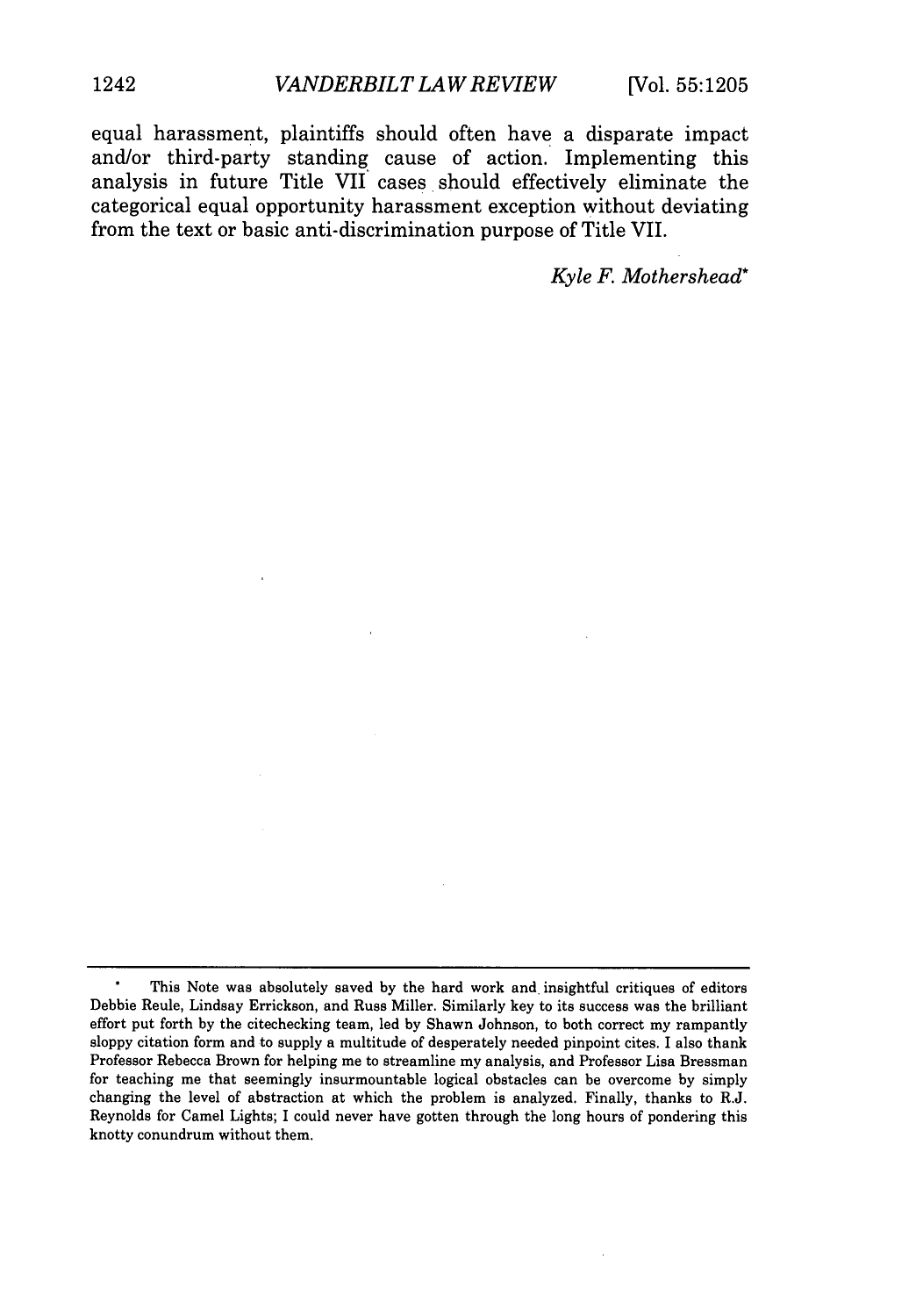equal harassment, plaintiffs should often have a disparate impact and/or third-party standing cause of action. Implementing this analysis in future Title VII cases should effectively eliminate the categorical equal opportunity harassment exception without deviating from the text or basic anti-discrimination purpose of Title VII.

*Kyle F. Mothershead*[*]

---

[*] This Note was absolutely saved by the hard work and insightful critiques of editors Debbie Reule, Lindsay Errickson, and Russ Miller. Similarly key to its success was the brilliant effort put forth by the citechecking team, led by Shawn Johnson, to both correct my rampantly sloppy citation form and to supply a multitude of desperately needed pinpoint cites. I also thank Professor Rebecca Brown for helping me to streamline my analysis, and Professor Lisa Bressman for teaching me that seemingly insurmountable logical obstacles can be overcome by simply changing the level of abstraction at which the problem is analyzed. Finally, thanks to R.J. Reynolds for Camel Lights; I could never have gotten through the long hours of pondering this knotty conundrum without them.